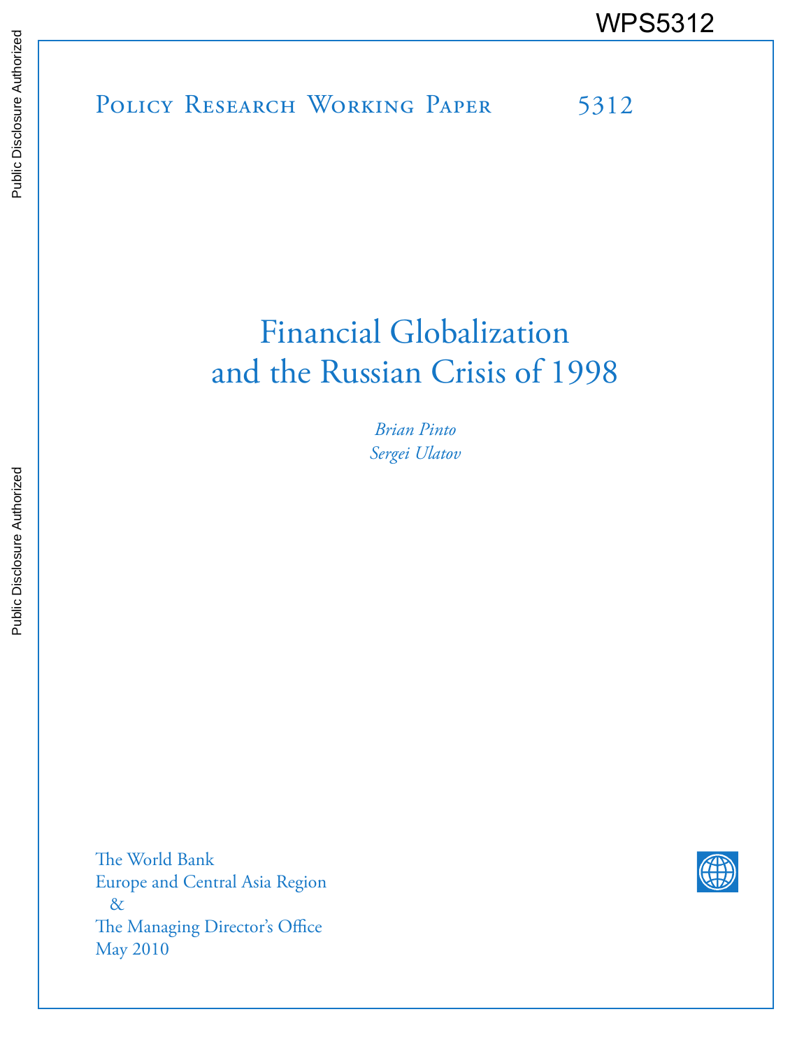WPS5312

Policy Research Working Paper 5312

# Financial Globalization and the Russian Crisis of 1998

*Brian Pinto*
*Sergei Ulatov*

The World Bank
Europe and Central Asia Region
&
The Managing Director's Office
May 2010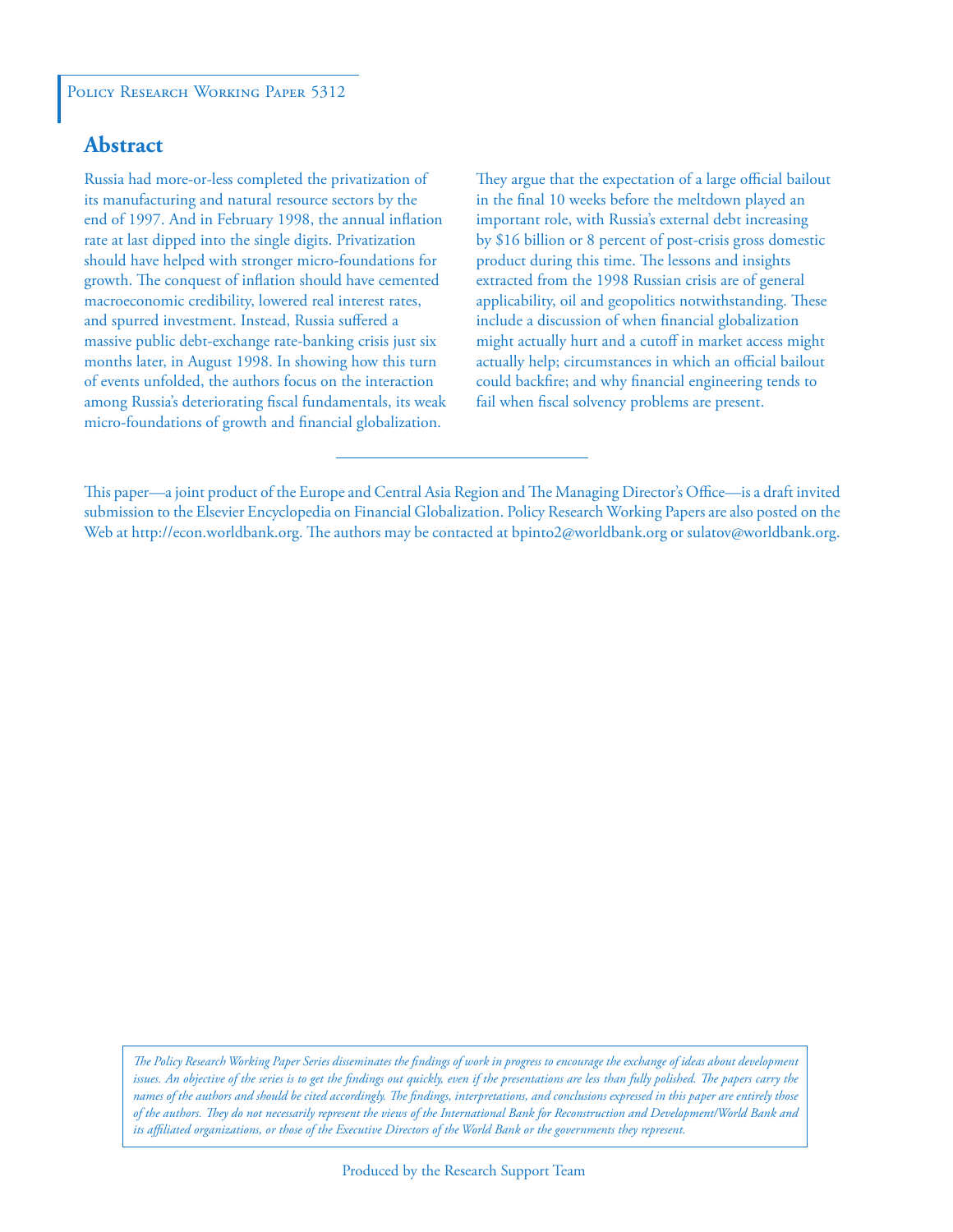Policy Research Working Paper 5312

## Abstract

Russia had more-or-less completed the privatization of its manufacturing and natural resource sectors by the end of 1997. And in February 1998, the annual inflation rate at last dipped into the single digits. Privatization should have helped with stronger micro-foundations for growth. The conquest of inflation should have cemented macroeconomic credibility, lowered real interest rates, and spurred investment. Instead, Russia suffered a massive public debt-exchange rate-banking crisis just six months later, in August 1998. In showing how this turn of events unfolded, the authors focus on the interaction among Russia's deteriorating fiscal fundamentals, its weak micro-foundations of growth and financial globalization. They argue that the expectation of a large official bailout in the final 10 weeks before the meltdown played an important role, with Russia's external debt increasing by $16 billion or 8 percent of post-crisis gross domestic product during this time. The lessons and insights extracted from the 1998 Russian crisis are of general applicability, oil and geopolitics notwithstanding. These include a discussion of when financial globalization might actually hurt and a cutoff in market access might actually help; circumstances in which an official bailout could backfire; and why financial engineering tends to fail when fiscal solvency problems are present.

This paper—a joint product of the Europe and Central Asia Region and The Managing Director's Office—is a draft invited submission to the Elsevier Encyclopedia on Financial Globalization. Policy Research Working Papers are also posted on the Web at http://econ.worldbank.org. The authors may be contacted at bpinto2@worldbank.org or sulatov@worldbank.org.

*The Policy Research Working Paper Series disseminates the findings of work in progress to encourage the exchange of ideas about development issues. An objective of the series is to get the findings out quickly, even if the presentations are less than fully polished. The papers carry the names of the authors and should be cited accordingly. The findings, interpretations, and conclusions expressed in this paper are entirely those of the authors. They do not necessarily represent the views of the International Bank for Reconstruction and Development/World Bank and its affiliated organizations, or those of the Executive Directors of the World Bank or the governments they represent.*

Produced by the Research Support Team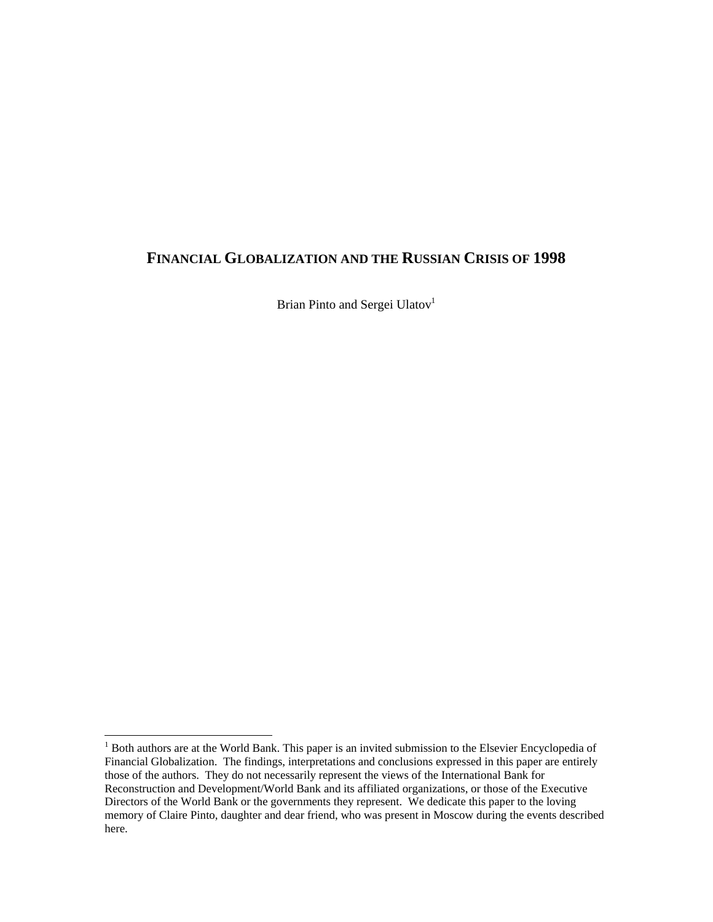# FINANCIAL GLOBALIZATION AND THE RUSSIAN CRISIS OF 1998

Brian Pinto and Sergei Ulatov[1]

[1] Both authors are at the World Bank. This paper is an invited submission to the Elsevier Encyclopedia of Financial Globalization. The findings, interpretations and conclusions expressed in this paper are entirely those of the authors. They do not necessarily represent the views of the International Bank for Reconstruction and Development/World Bank and its affiliated organizations, or those of the Executive Directors of the World Bank or the governments they represent. We dedicate this paper to the loving memory of Claire Pinto, daughter and dear friend, who was present in Moscow during the events described here.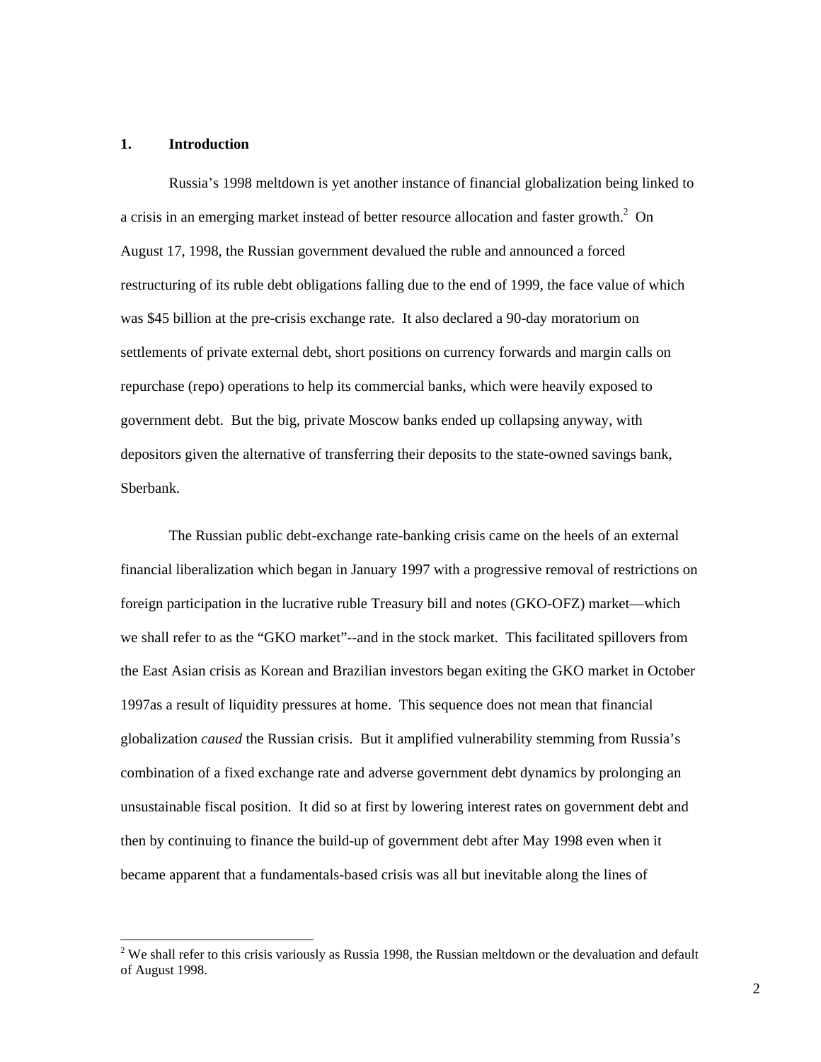## 1. Introduction

Russia's 1998 meltdown is yet another instance of financial globalization being linked to a crisis in an emerging market instead of better resource allocation and faster growth.[2] On August 17, 1998, the Russian government devalued the ruble and announced a forced restructuring of its ruble debt obligations falling due to the end of 1999, the face value of which was $45 billion at the pre-crisis exchange rate. It also declared a 90-day moratorium on settlements of private external debt, short positions on currency forwards and margin calls on repurchase (repo) operations to help its commercial banks, which were heavily exposed to government debt. But the big, private Moscow banks ended up collapsing anyway, with depositors given the alternative of transferring their deposits to the state-owned savings bank, Sberbank.

The Russian public debt-exchange rate-banking crisis came on the heels of an external financial liberalization which began in January 1997 with a progressive removal of restrictions on foreign participation in the lucrative ruble Treasury bill and notes (GKO-OFZ) market—which we shall refer to as the "GKO market"--and in the stock market. This facilitated spillovers from the East Asian crisis as Korean and Brazilian investors began exiting the GKO market in October 1997as a result of liquidity pressures at home. This sequence does not mean that financial globalization *caused* the Russian crisis. But it amplified vulnerability stemming from Russia's combination of a fixed exchange rate and adverse government debt dynamics by prolonging an unsustainable fiscal position. It did so at first by lowering interest rates on government debt and then by continuing to finance the build-up of government debt after May 1998 even when it became apparent that a fundamentals-based crisis was all but inevitable along the lines of

[2] We shall refer to this crisis variously as Russia 1998, the Russian meltdown or the devaluation and default of August 1998.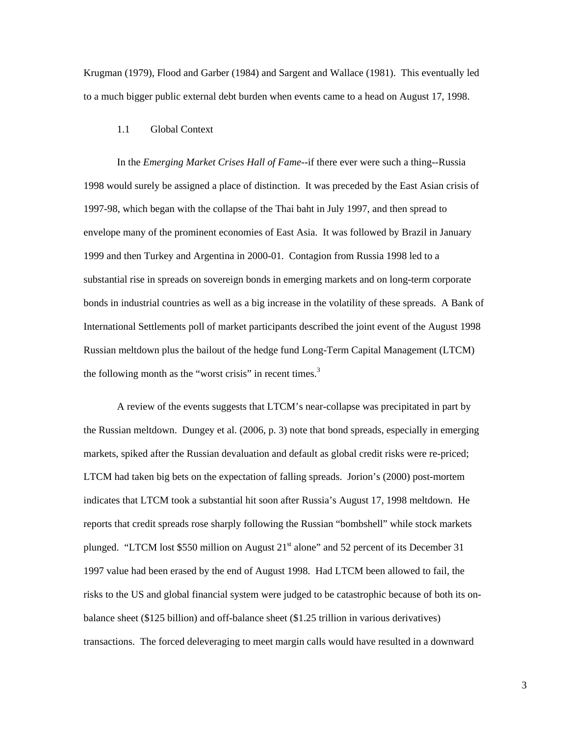Krugman (1979), Flood and Garber (1984) and Sargent and Wallace (1981). This eventually led to a much bigger public external debt burden when events came to a head on August 17, 1998.

### 1.1 Global Context

In the *Emerging Market Crises Hall of Fame*--if there ever were such a thing--Russia 1998 would surely be assigned a place of distinction. It was preceded by the East Asian crisis of 1997-98, which began with the collapse of the Thai baht in July 1997, and then spread to envelope many of the prominent economies of East Asia. It was followed by Brazil in January 1999 and then Turkey and Argentina in 2000-01. Contagion from Russia 1998 led to a substantial rise in spreads on sovereign bonds in emerging markets and on long-term corporate bonds in industrial countries as well as a big increase in the volatility of these spreads. A Bank of International Settlements poll of market participants described the joint event of the August 1998 Russian meltdown plus the bailout of the hedge fund Long-Term Capital Management (LTCM) the following month as the "worst crisis" in recent times.[3]

A review of the events suggests that LTCM's near-collapse was precipitated in part by the Russian meltdown. Dungey et al. (2006, p. 3) note that bond spreads, especially in emerging markets, spiked after the Russian devaluation and default as global credit risks were re-priced; LTCM had taken big bets on the expectation of falling spreads. Jorion's (2000) post-mortem indicates that LTCM took a substantial hit soon after Russia's August 17, 1998 meltdown. He reports that credit spreads rose sharply following the Russian "bombshell" while stock markets plunged. "LTCM lost $550 million on August 21st alone" and 52 percent of its December 31 1997 value had been erased by the end of August 1998. Had LTCM been allowed to fail, the risks to the US and global financial system were judged to be catastrophic because of both its on-balance sheet ($125 billion) and off-balance sheet ($1.25 trillion in various derivatives) transactions. The forced deleveraging to meet margin calls would have resulted in a downward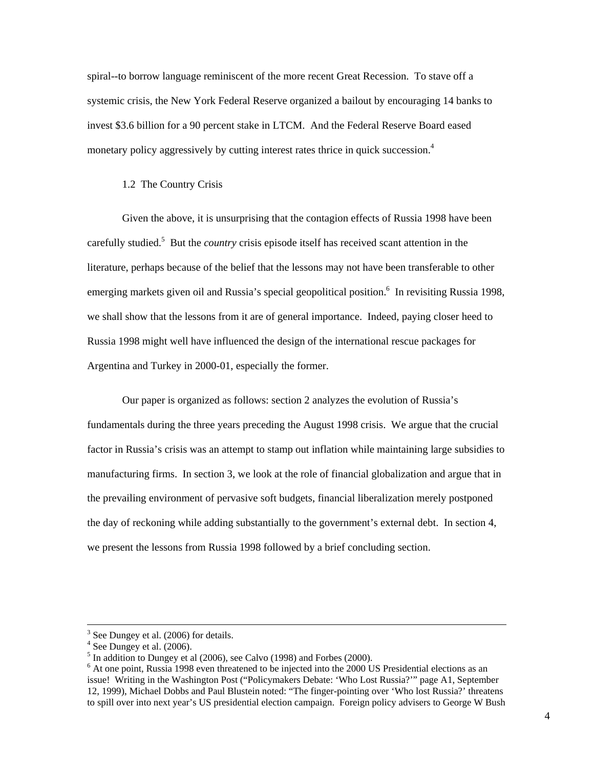spiral--to borrow language reminiscent of the more recent Great Recession. To stave off a systemic crisis, the New York Federal Reserve organized a bailout by encouraging 14 banks to invest $3.6 billion for a 90 percent stake in LTCM. And the Federal Reserve Board eased monetary policy aggressively by cutting interest rates thrice in quick succession.[4]

### 1.2 The Country Crisis

Given the above, it is unsurprising that the contagion effects of Russia 1998 have been carefully studied.[5] But the *country* crisis episode itself has received scant attention in the literature, perhaps because of the belief that the lessons may not have been transferable to other emerging markets given oil and Russia's special geopolitical position.[6] In revisiting Russia 1998, we shall show that the lessons from it are of general importance. Indeed, paying closer heed to Russia 1998 might well have influenced the design of the international rescue packages for Argentina and Turkey in 2000-01, especially the former.

Our paper is organized as follows: section 2 analyzes the evolution of Russia's fundamentals during the three years preceding the August 1998 crisis. We argue that the crucial factor in Russia's crisis was an attempt to stamp out inflation while maintaining large subsidies to manufacturing firms. In section 3, we look at the role of financial globalization and argue that in the prevailing environment of pervasive soft budgets, financial liberalization merely postponed the day of reckoning while adding substantially to the government's external debt. In section 4, we present the lessons from Russia 1998 followed by a brief concluding section.

---

[3] See Dungey et al. (2006) for details.

[4] See Dungey et al. (2006).

[5] In addition to Dungey et al (2006), see Calvo (1998) and Forbes (2000).

[6] At one point, Russia 1998 even threatened to be injected into the 2000 US Presidential elections as an issue! Writing in the Washington Post ("Policymakers Debate: 'Who Lost Russia?'" page A1, September 12, 1999), Michael Dobbs and Paul Blustein noted: "The finger-pointing over 'Who lost Russia?' threatens to spill over into next year's US presidential election campaign. Foreign policy advisers to George W Bush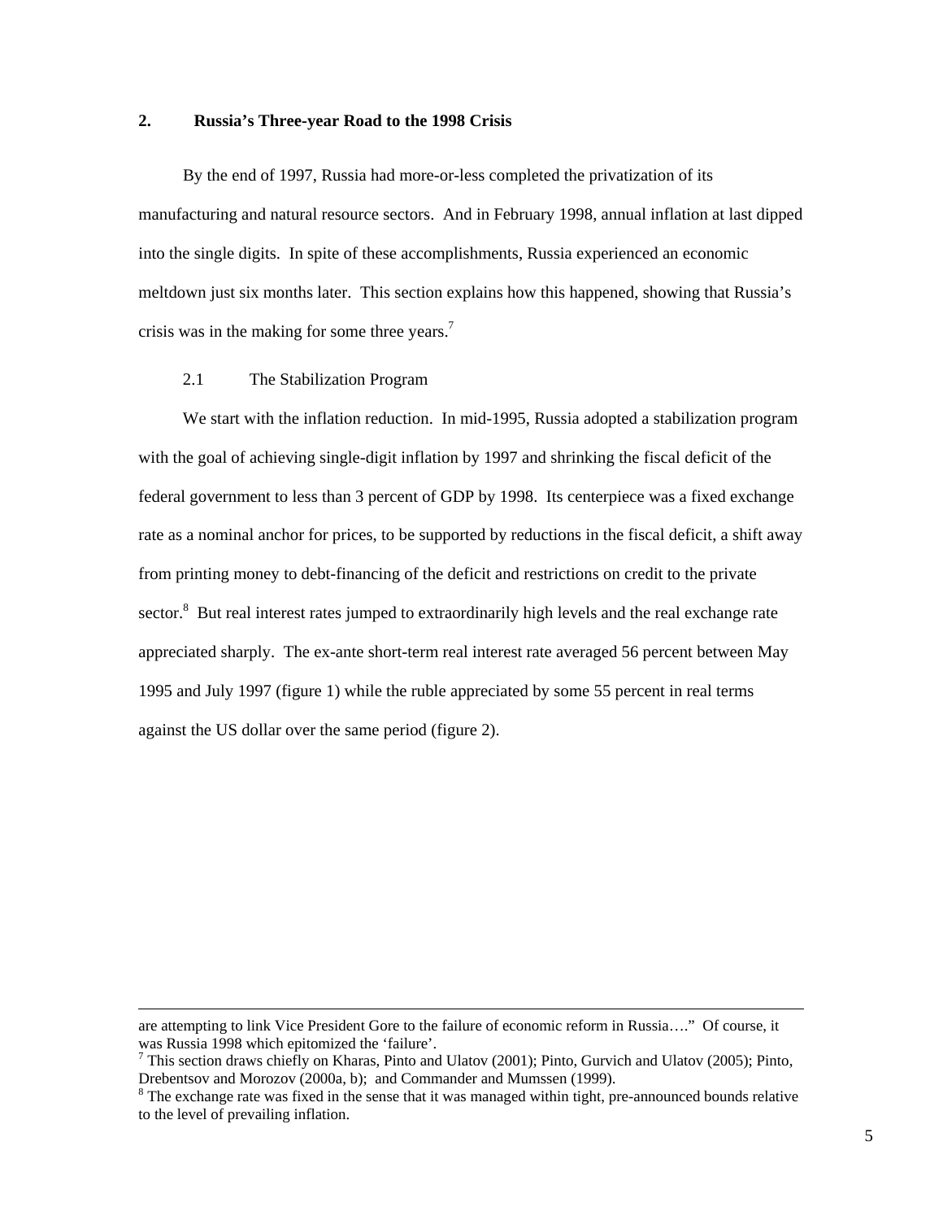## 2. Russia's Three-year Road to the 1998 Crisis

By the end of 1997, Russia had more-or-less completed the privatization of its manufacturing and natural resource sectors. And in February 1998, annual inflation at last dipped into the single digits. In spite of these accomplishments, Russia experienced an economic meltdown just six months later. This section explains how this happened, showing that Russia's crisis was in the making for some three years.[7]

### 2.1 The Stabilization Program

We start with the inflation reduction. In mid-1995, Russia adopted a stabilization program with the goal of achieving single-digit inflation by 1997 and shrinking the fiscal deficit of the federal government to less than 3 percent of GDP by 1998. Its centerpiece was a fixed exchange rate as a nominal anchor for prices, to be supported by reductions in the fiscal deficit, a shift away from printing money to debt-financing of the deficit and restrictions on credit to the private sector.[8] But real interest rates jumped to extraordinarily high levels and the real exchange rate appreciated sharply. The ex-ante short-term real interest rate averaged 56 percent between May 1995 and July 1997 (figure 1) while the ruble appreciated by some 55 percent in real terms against the US dollar over the same period (figure 2).

---

are attempting to link Vice President Gore to the failure of economic reform in Russia…." Of course, it was Russia 1998 which epitomized the 'failure'.

[7] This section draws chiefly on Kharas, Pinto and Ulatov (2001); Pinto, Gurvich and Ulatov (2005); Pinto, Drebentsov and Morozov (2000a, b); and Commander and Mumssen (1999).

[8] The exchange rate was fixed in the sense that it was managed within tight, pre-announced bounds relative to the level of prevailing inflation.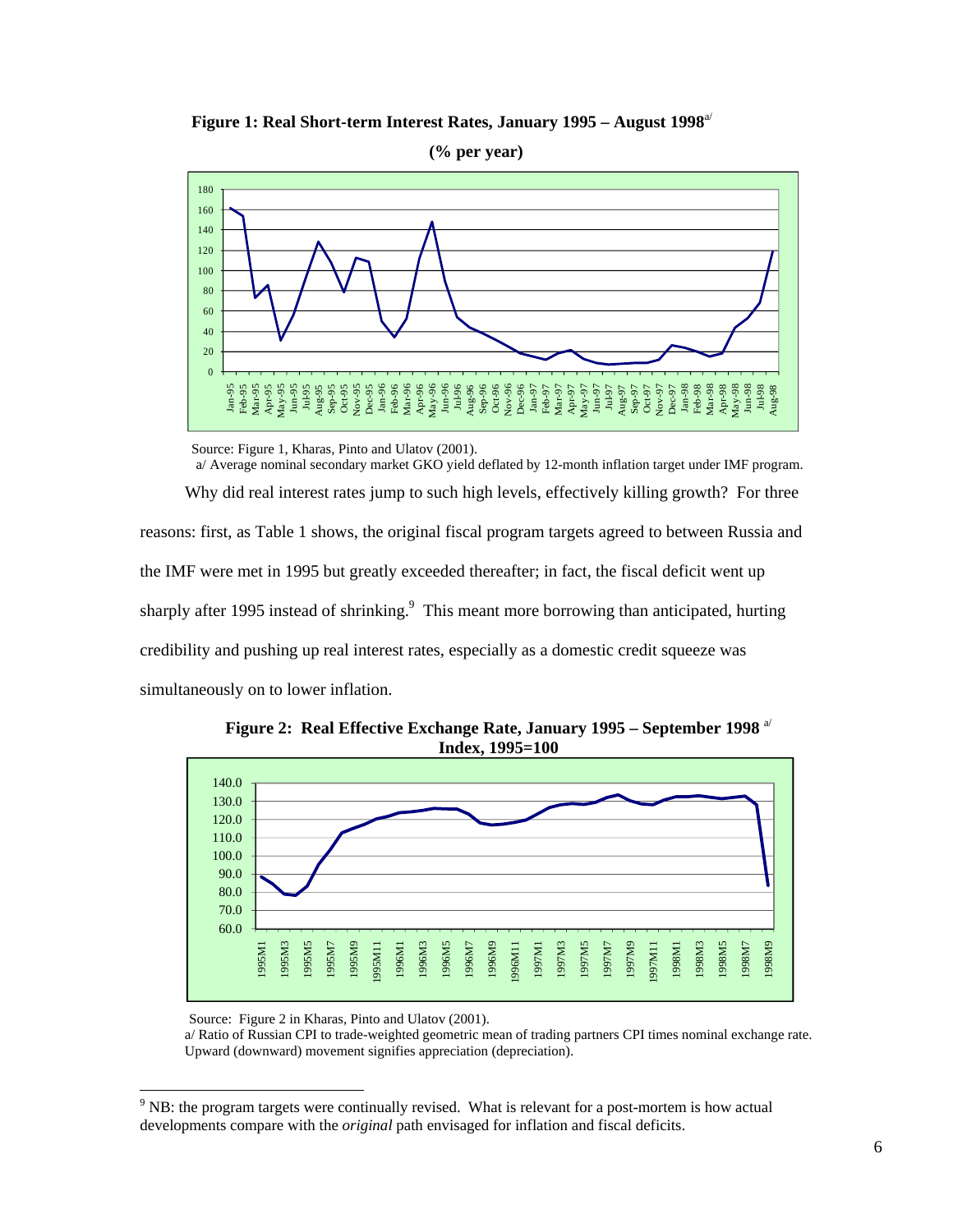**Figure 1: Real Short-term Interest Rates, January 1995 – August 1998**[a/]

**(% per year)**

Source: Figure 1, Kharas, Pinto and Ulatov (2001).

a/ Average nominal secondary market GKO yield deflated by 12-month inflation target under IMF program.

Why did real interest rates jump to such high levels, effectively killing growth? For three reasons: first, as Table 1 shows, the original fiscal program targets agreed to between Russia and the IMF were met in 1995 but greatly exceeded thereafter; in fact, the fiscal deficit went up sharply after 1995 instead of shrinking.[9] This meant more borrowing than anticipated, hurting credibility and pushing up real interest rates, especially as a domestic credit squeeze was simultaneously on to lower inflation.

**Figure 2: Real Effective Exchange Rate, January 1995 – September 1998** [a/]
**Index, 1995=100**

Source: Figure 2 in Kharas, Pinto and Ulatov (2001).

a/ Ratio of Russian CPI to trade-weighted geometric mean of trading partners CPI times nominal exchange rate. Upward (downward) movement signifies appreciation (depreciation).

[9] NB: the program targets were continually revised. What is relevant for a post-mortem is how actual developments compare with the *original* path envisaged for inflation and fiscal deficits.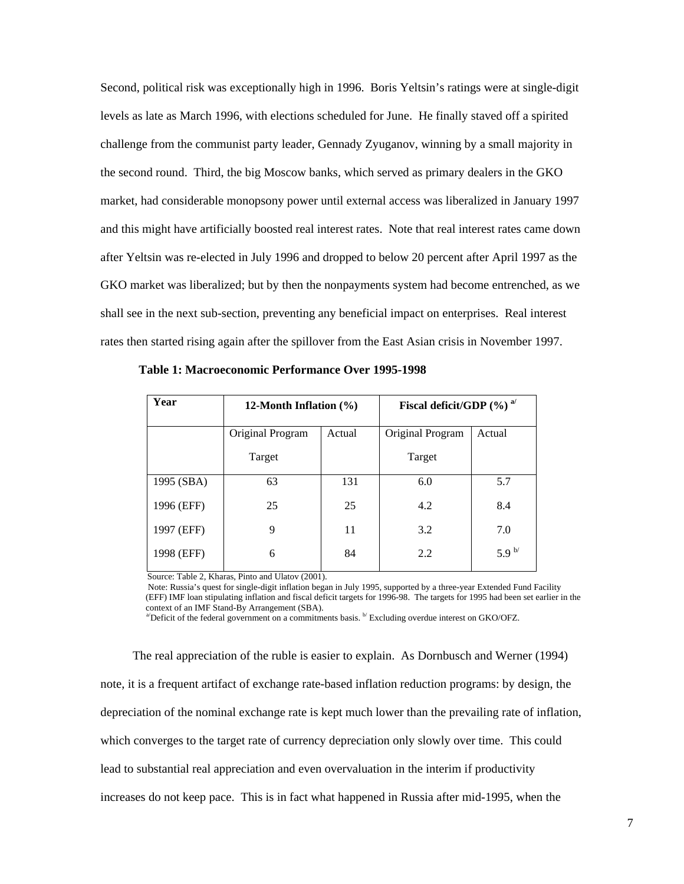Second, political risk was exceptionally high in 1996. Boris Yeltsin's ratings were at single-digit levels as late as March 1996, with elections scheduled for June. He finally staved off a spirited challenge from the communist party leader, Gennady Zyuganov, winning by a small majority in the second round. Third, the big Moscow banks, which served as primary dealers in the GKO market, had considerable monopsony power until external access was liberalized in January 1997 and this might have artificially boosted real interest rates. Note that real interest rates came down after Yeltsin was re-elected in July 1996 and dropped to below 20 percent after April 1997 as the GKO market was liberalized; but by then the nonpayments system had become entrenched, as we shall see in the next sub-section, preventing any beneficial impact on enterprises. Real interest rates then started rising again after the spillover from the East Asian crisis in November 1997.

**Table 1: Macroeconomic Performance Over 1995-1998**

| **Year** | **12-Month Inflation (%)** | | **Fiscal deficit/GDP (%)** [a/] | |
|---|---|---|---|---|
| | Original Program Target | Actual | Original Program Target | Actual |
| 1995 (SBA) | 63 | 131 | 6.0 | 5.7 |
| 1996 (EFF) | 25 | 25 | 4.2 | 8.4 |
| 1997 (EFF) | 9 | 11 | 3.2 | 7.0 |
| 1998 (EFF) | 6 | 84 | 2.2 | 5.9 [b/] |

Source: Table 2, Kharas, Pinto and Ulatov (2001).

Note: Russia's quest for single-digit inflation began in July 1995, supported by a three-year Extended Fund Facility (EFF) IMF loan stipulating inflation and fiscal deficit targets for 1996-98. The targets for 1995 had been set earlier in the context of an IMF Stand-By Arrangement (SBA).

[a/] Deficit of the federal government on a commitments basis. [b/] Excluding overdue interest on GKO/OFZ.

The real appreciation of the ruble is easier to explain. As Dornbusch and Werner (1994) note, it is a frequent artifact of exchange rate-based inflation reduction programs: by design, the depreciation of the nominal exchange rate is kept much lower than the prevailing rate of inflation, which converges to the target rate of currency depreciation only slowly over time. This could lead to substantial real appreciation and even overvaluation in the interim if productivity increases do not keep pace. This is in fact what happened in Russia after mid-1995, when the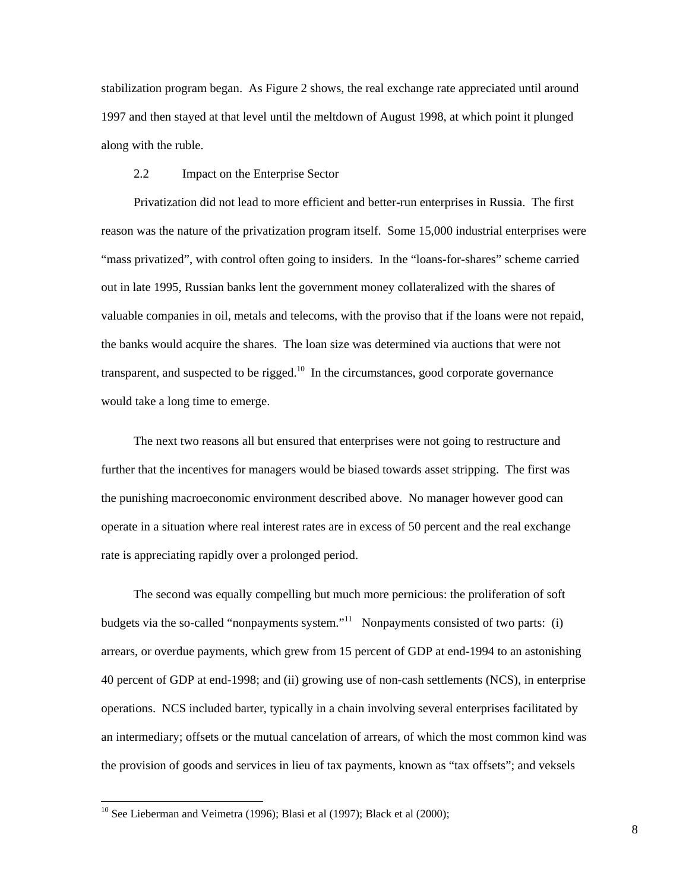stabilization program began. As Figure 2 shows, the real exchange rate appreciated until around 1997 and then stayed at that level until the meltdown of August 1998, at which point it plunged along with the ruble.

### 2.2 Impact on the Enterprise Sector

Privatization did not lead to more efficient and better-run enterprises in Russia. The first reason was the nature of the privatization program itself. Some 15,000 industrial enterprises were "mass privatized", with control often going to insiders. In the "loans-for-shares" scheme carried out in late 1995, Russian banks lent the government money collateralized with the shares of valuable companies in oil, metals and telecoms, with the proviso that if the loans were not repaid, the banks would acquire the shares. The loan size was determined via auctions that were not transparent, and suspected to be rigged.[10] In the circumstances, good corporate governance would take a long time to emerge.

The next two reasons all but ensured that enterprises were not going to restructure and further that the incentives for managers would be biased towards asset stripping. The first was the punishing macroeconomic environment described above. No manager however good can operate in a situation where real interest rates are in excess of 50 percent and the real exchange rate is appreciating rapidly over a prolonged period.

The second was equally compelling but much more pernicious: the proliferation of soft budgets via the so-called "nonpayments system."[11] Nonpayments consisted of two parts: (i) arrears, or overdue payments, which grew from 15 percent of GDP at end-1994 to an astonishing 40 percent of GDP at end-1998; and (ii) growing use of non-cash settlements (NCS), in enterprise operations. NCS included barter, typically in a chain involving several enterprises facilitated by an intermediary; offsets or the mutual cancelation of arrears, of which the most common kind was the provision of goods and services in lieu of tax payments, known as "tax offsets"; and veksels

[10] See Lieberman and Veimetra (1996); Blasi et al (1997); Black et al (2000);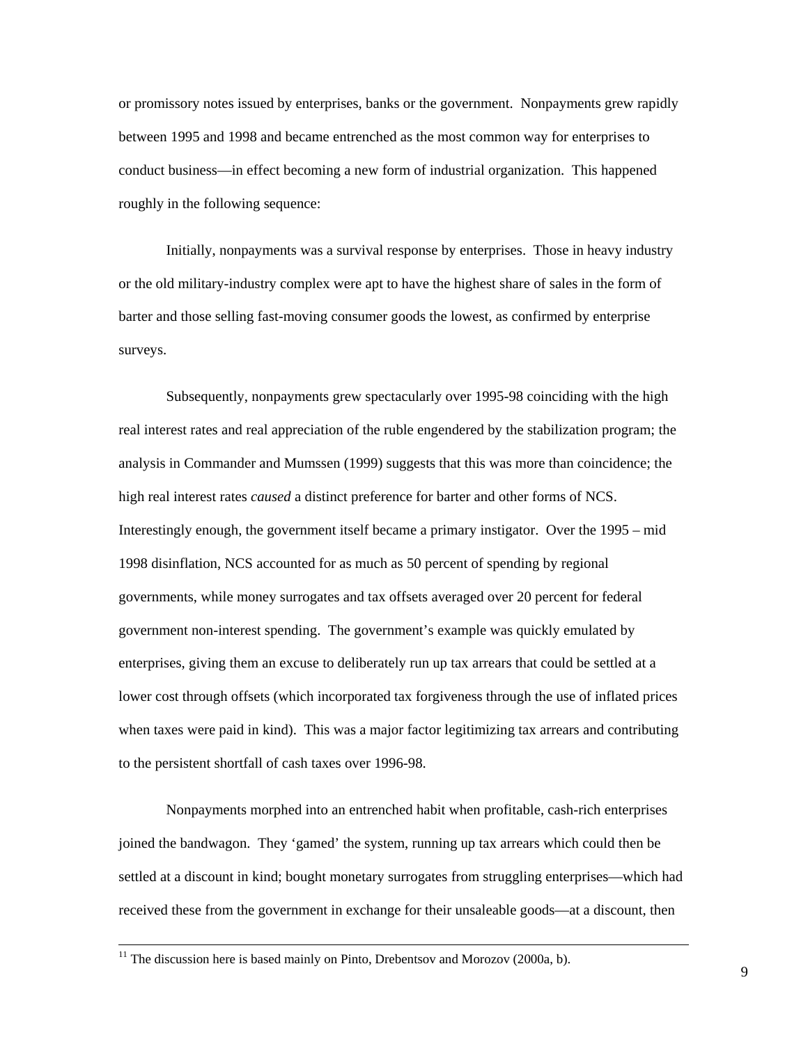or promissory notes issued by enterprises, banks or the government. Nonpayments grew rapidly between 1995 and 1998 and became entrenched as the most common way for enterprises to conduct business—in effect becoming a new form of industrial organization. This happened roughly in the following sequence:

Initially, nonpayments was a survival response by enterprises. Those in heavy industry or the old military-industry complex were apt to have the highest share of sales in the form of barter and those selling fast-moving consumer goods the lowest, as confirmed by enterprise surveys.

Subsequently, nonpayments grew spectacularly over 1995-98 coinciding with the high real interest rates and real appreciation of the ruble engendered by the stabilization program; the analysis in Commander and Mumssen (1999) suggests that this was more than coincidence; the high real interest rates *caused* a distinct preference for barter and other forms of NCS. Interestingly enough, the government itself became a primary instigator. Over the 1995 – mid 1998 disinflation, NCS accounted for as much as 50 percent of spending by regional governments, while money surrogates and tax offsets averaged over 20 percent for federal government non-interest spending. The government's example was quickly emulated by enterprises, giving them an excuse to deliberately run up tax arrears that could be settled at a lower cost through offsets (which incorporated tax forgiveness through the use of inflated prices when taxes were paid in kind). This was a major factor legitimizing tax arrears and contributing to the persistent shortfall of cash taxes over 1996-98.

Nonpayments morphed into an entrenched habit when profitable, cash-rich enterprises joined the bandwagon. They 'gamed' the system, running up tax arrears which could then be settled at a discount in kind; bought monetary surrogates from struggling enterprises—which had received these from the government in exchange for their unsaleable goods—at a discount, then

[11] The discussion here is based mainly on Pinto, Drebentsov and Morozov (2000a, b).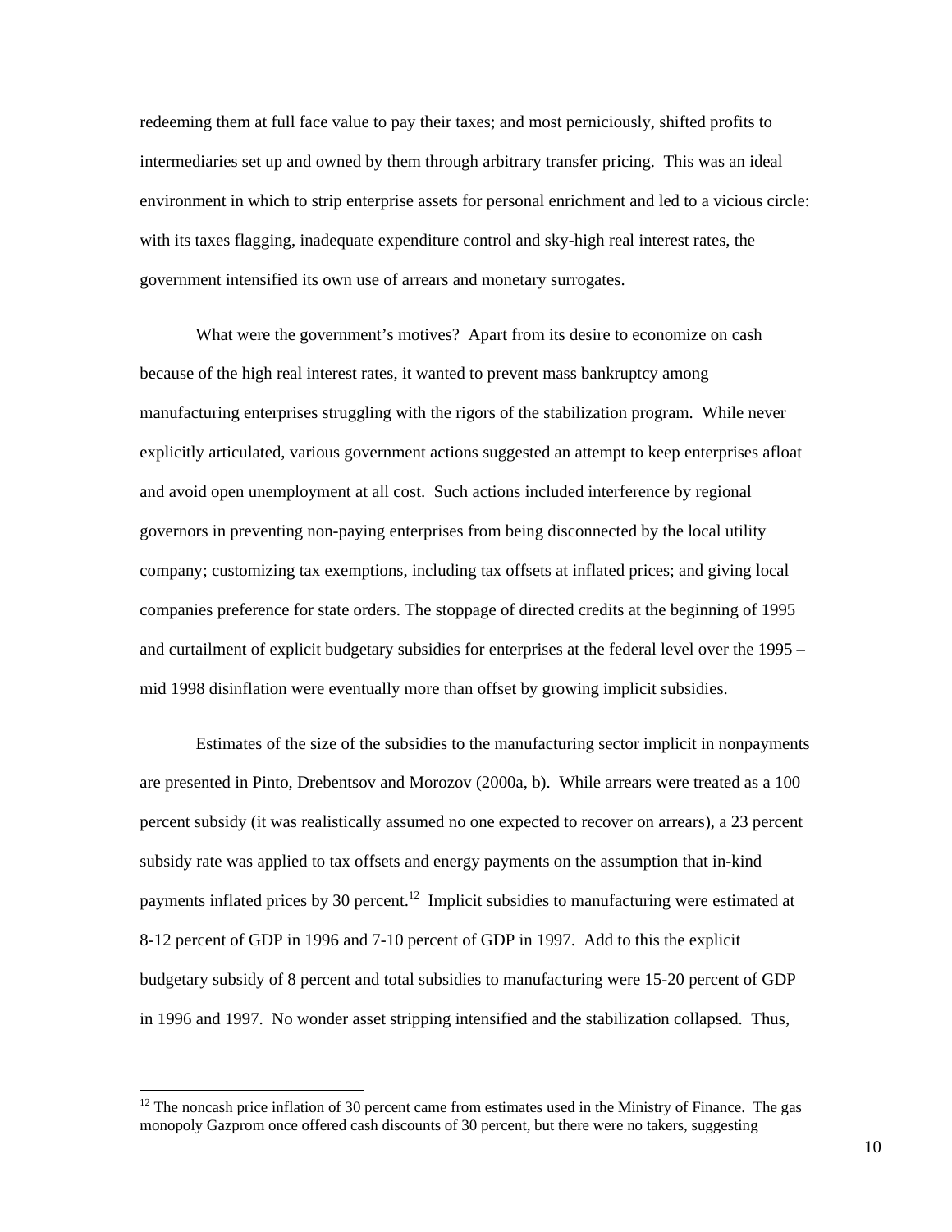redeeming them at full face value to pay their taxes; and most perniciously, shifted profits to intermediaries set up and owned by them through arbitrary transfer pricing. This was an ideal environment in which to strip enterprise assets for personal enrichment and led to a vicious circle: with its taxes flagging, inadequate expenditure control and sky-high real interest rates, the government intensified its own use of arrears and monetary surrogates.

What were the government's motives? Apart from its desire to economize on cash because of the high real interest rates, it wanted to prevent mass bankruptcy among manufacturing enterprises struggling with the rigors of the stabilization program. While never explicitly articulated, various government actions suggested an attempt to keep enterprises afloat and avoid open unemployment at all cost. Such actions included interference by regional governors in preventing non-paying enterprises from being disconnected by the local utility company; customizing tax exemptions, including tax offsets at inflated prices; and giving local companies preference for state orders. The stoppage of directed credits at the beginning of 1995 and curtailment of explicit budgetary subsidies for enterprises at the federal level over the 1995 – mid 1998 disinflation were eventually more than offset by growing implicit subsidies.

Estimates of the size of the subsidies to the manufacturing sector implicit in nonpayments are presented in Pinto, Drebentsov and Morozov (2000a, b). While arrears were treated as a 100 percent subsidy (it was realistically assumed no one expected to recover on arrears), a 23 percent subsidy rate was applied to tax offsets and energy payments on the assumption that in-kind payments inflated prices by 30 percent.[12] Implicit subsidies to manufacturing were estimated at 8-12 percent of GDP in 1996 and 7-10 percent of GDP in 1997. Add to this the explicit budgetary subsidy of 8 percent and total subsidies to manufacturing were 15-20 percent of GDP in 1996 and 1997. No wonder asset stripping intensified and the stabilization collapsed. Thus,

[12] The noncash price inflation of 30 percent came from estimates used in the Ministry of Finance. The gas monopoly Gazprom once offered cash discounts of 30 percent, but there were no takers, suggesting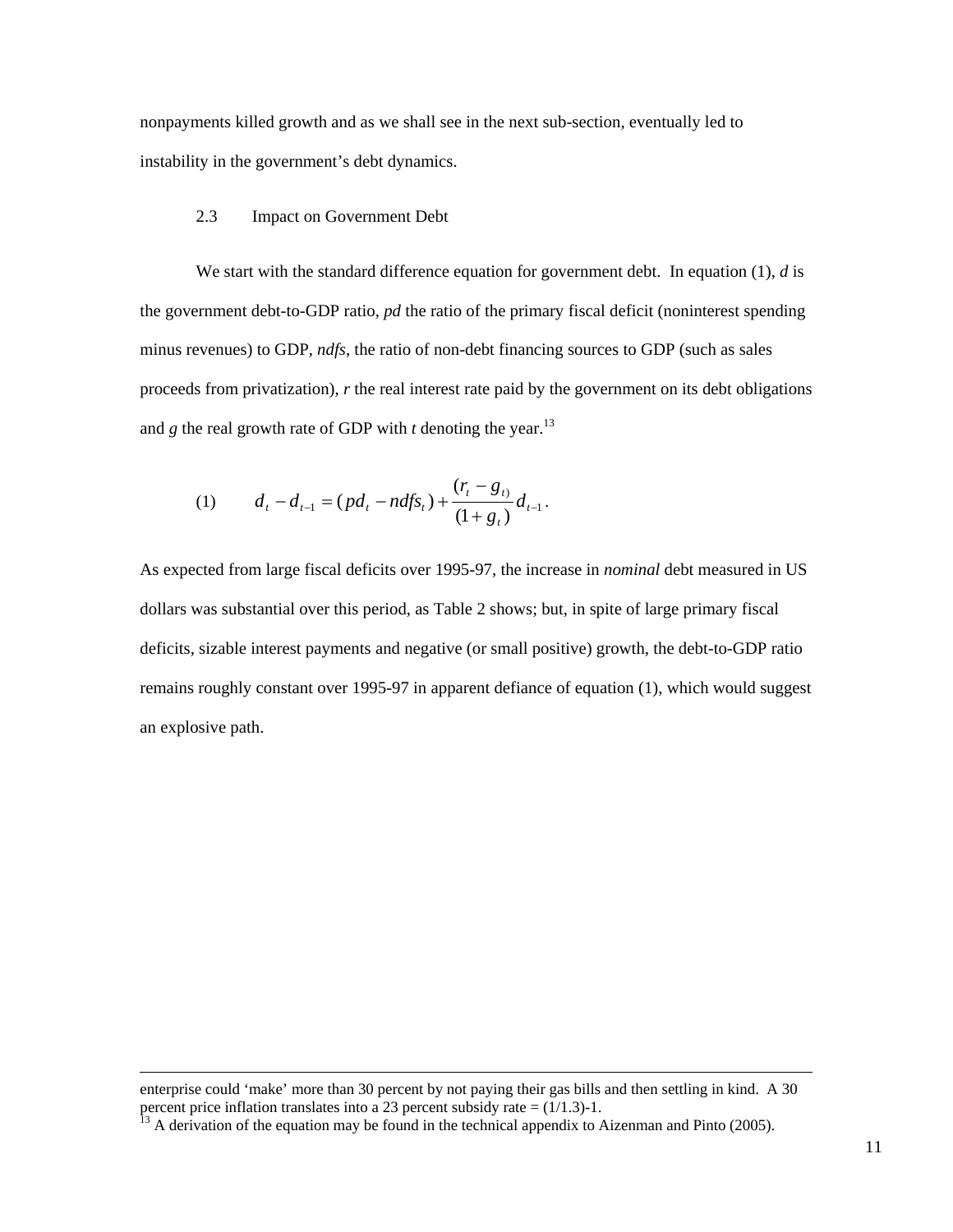nonpayments killed growth and as we shall see in the next sub-section, eventually led to instability in the government's debt dynamics.

### 2.3 Impact on Government Debt

We start with the standard difference equation for government debt. In equation (1), *d* is the government debt-to-GDP ratio, *pd* the ratio of the primary fiscal deficit (noninterest spending minus revenues) to GDP, *ndfs*, the ratio of non-debt financing sources to GDP (such as sales proceeds from privatization), *r* the real interest rate paid by the government on its debt obligations and *g* the real growth rate of GDP with *t* denoting the year.[13]

$$(1) \qquad d_t - d_{t-1} = (pd_t - ndfs_t) + \frac{(r_t - g_t)}{(1+g_t)} d_{t-1}.$$

As expected from large fiscal deficits over 1995-97, the increase in *nominal* debt measured in US dollars was substantial over this period, as Table 2 shows; but, in spite of large primary fiscal deficits, sizable interest payments and negative (or small positive) growth, the debt-to-GDP ratio remains roughly constant over 1995-97 in apparent defiance of equation (1), which would suggest an explosive path.

---

enterprise could 'make' more than 30 percent by not paying their gas bills and then settling in kind. A 30 percent price inflation translates into a 23 percent subsidy rate = (1/1.3)-1.

[13] A derivation of the equation may be found in the technical appendix to Aizenman and Pinto (2005).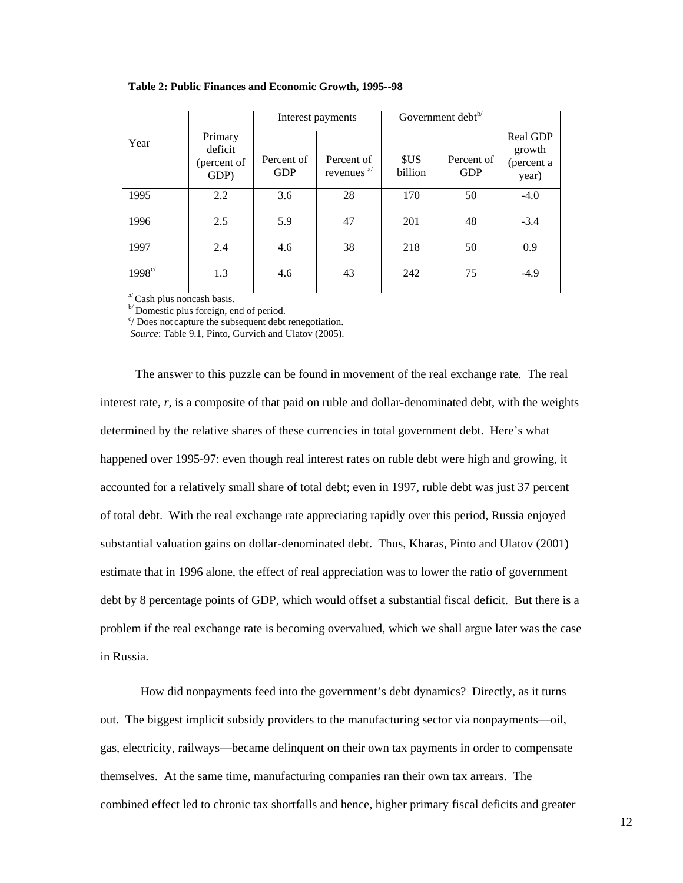**Table 2: Public Finances and Economic Growth, 1995--98**

| Year | Primary deficit (percent of GDP) | Interest payments | | Government debt[b/] | | Real GDP growth (percent a year) |
|---|---|---|---|---|---|---|
| | | Percent of GDP | Percent of revenues [a/] | $US billion | Percent of GDP | |
| 1995 | 2.2 | 3.6 | 28 | 170 | 50 | -4.0 |
| 1996 | 2.5 | 5.9 | 47 | 201 | 48 | -3.4 |
| 1997 | 2.4 | 4.6 | 38 | 218 | 50 | 0.9 |
| 1998[c/] | 1.3 | 4.6 | 43 | 242 | 75 | -4.9 |

[a/] Cash plus noncash basis.
[b/] Domestic plus foreign, end of period.
[c/] Does not capture the subsequent debt renegotiation.
*Source*: Table 9.1, Pinto, Gurvich and Ulatov (2005).

The answer to this puzzle can be found in movement of the real exchange rate. The real interest rate, *r*, is a composite of that paid on ruble and dollar-denominated debt, with the weights determined by the relative shares of these currencies in total government debt. Here's what happened over 1995-97: even though real interest rates on ruble debt were high and growing, it accounted for a relatively small share of total debt; even in 1997, ruble debt was just 37 percent of total debt. With the real exchange rate appreciating rapidly over this period, Russia enjoyed substantial valuation gains on dollar-denominated debt. Thus, Kharas, Pinto and Ulatov (2001) estimate that in 1996 alone, the effect of real appreciation was to lower the ratio of government debt by 8 percentage points of GDP, which would offset a substantial fiscal deficit. But there is a problem if the real exchange rate is becoming overvalued, which we shall argue later was the case in Russia.

How did nonpayments feed into the government's debt dynamics? Directly, as it turns out. The biggest implicit subsidy providers to the manufacturing sector via nonpayments—oil, gas, electricity, railways—became delinquent on their own tax payments in order to compensate themselves. At the same time, manufacturing companies ran their own tax arrears. The combined effect led to chronic tax shortfalls and hence, higher primary fiscal deficits and greater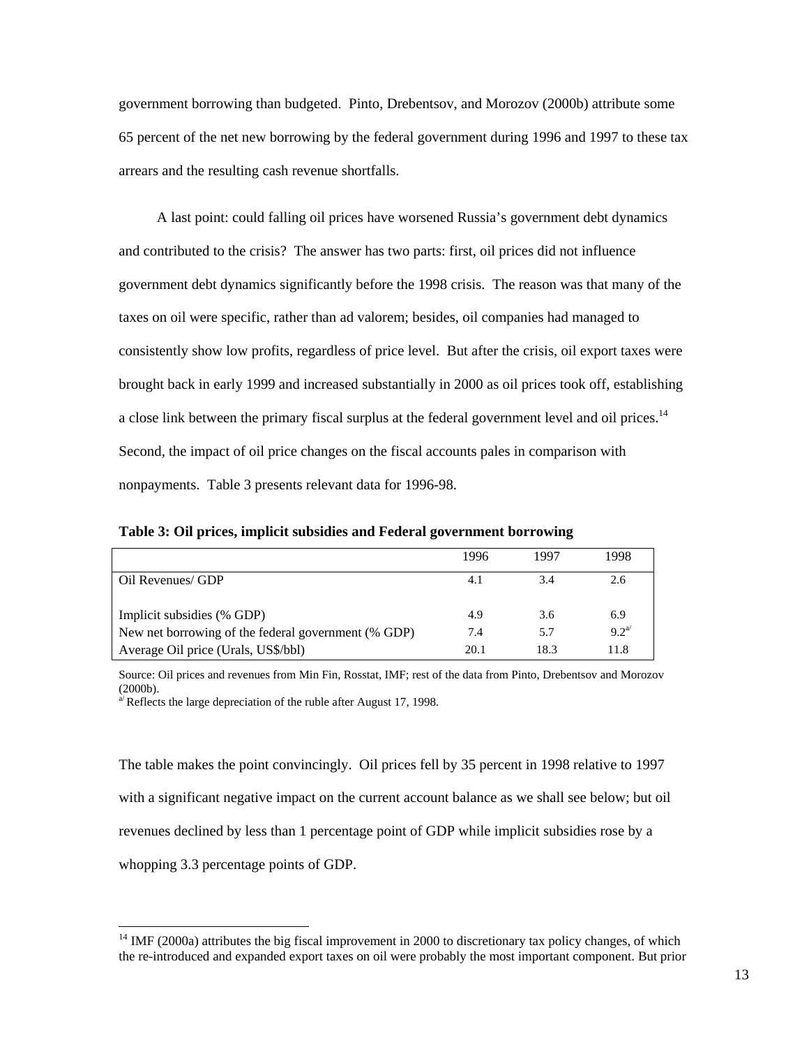government borrowing than budgeted. Pinto, Drebentsov, and Morozov (2000b) attribute some 65 percent of the net new borrowing by the federal government during 1996 and 1997 to these tax arrears and the resulting cash revenue shortfalls.

A last point: could falling oil prices have worsened Russia's government debt dynamics and contributed to the crisis? The answer has two parts: first, oil prices did not influence government debt dynamics significantly before the 1998 crisis. The reason was that many of the taxes on oil were specific, rather than ad valorem; besides, oil companies had managed to consistently show low profits, regardless of price level. But after the crisis, oil export taxes were brought back in early 1999 and increased substantially in 2000 as oil prices took off, establishing a close link between the primary fiscal surplus at the federal government level and oil prices.[14] Second, the impact of oil price changes on the fiscal accounts pales in comparison with nonpayments. Table 3 presents relevant data for 1996-98.

**Table 3: Oil prices, implicit subsidies and Federal government borrowing**

| | 1996 | 1997 | 1998 |
|---|---|---|---|
| Oil Revenues/ GDP | 4.1 | 3.4 | 2.6 |
| Implicit subsidies (% GDP) | 4.9 | 3.6 | 6.9 |
| New net borrowing of the federal government (% GDP) | 7.4 | 5.7 | 9.2[a/] |
| Average Oil price (Urals, US$/bbl) | 20.1 | 18.3 | 11.8 |

Source: Oil prices and revenues from Min Fin, Rosstat, IMF; rest of the data from Pinto, Drebentsov and Morozov (2000b).
[a/] Reflects the large depreciation of the ruble after August 17, 1998.

The table makes the point convincingly. Oil prices fell by 35 percent in 1998 relative to 1997 with a significant negative impact on the current account balance as we shall see below; but oil revenues declined by less than 1 percentage point of GDP while implicit subsidies rose by a whopping 3.3 percentage points of GDP.

[14] IMF (2000a) attributes the big fiscal improvement in 2000 to discretionary tax policy changes, of which the re-introduced and expanded export taxes on oil were probably the most important component. But prior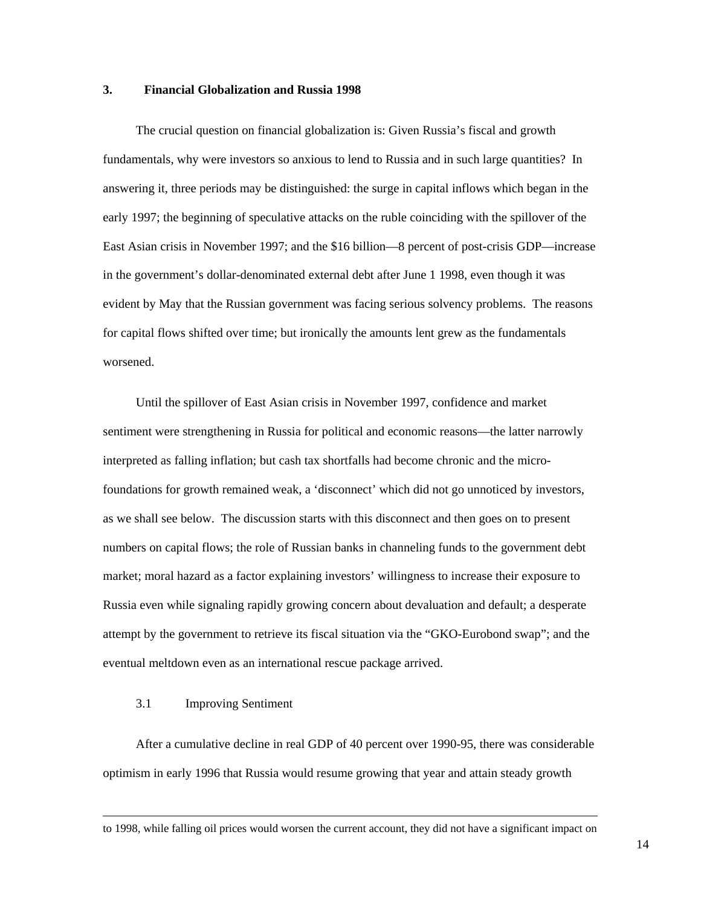## 3. Financial Globalization and Russia 1998

The crucial question on financial globalization is: Given Russia's fiscal and growth fundamentals, why were investors so anxious to lend to Russia and in such large quantities? In answering it, three periods may be distinguished: the surge in capital inflows which began in the early 1997; the beginning of speculative attacks on the ruble coinciding with the spillover of the East Asian crisis in November 1997; and the $16 billion—8 percent of post-crisis GDP—increase in the government's dollar-denominated external debt after June 1 1998, even though it was evident by May that the Russian government was facing serious solvency problems. The reasons for capital flows shifted over time; but ironically the amounts lent grew as the fundamentals worsened.

Until the spillover of East Asian crisis in November 1997, confidence and market sentiment were strengthening in Russia for political and economic reasons—the latter narrowly interpreted as falling inflation; but cash tax shortfalls had become chronic and the micro-foundations for growth remained weak, a 'disconnect' which did not go unnoticed by investors, as we shall see below. The discussion starts with this disconnect and then goes on to present numbers on capital flows; the role of Russian banks in channeling funds to the government debt market; moral hazard as a factor explaining investors' willingness to increase their exposure to Russia even while signaling rapidly growing concern about devaluation and default; a desperate attempt by the government to retrieve its fiscal situation via the "GKO-Eurobond swap"; and the eventual meltdown even as an international rescue package arrived.

### 3.1 Improving Sentiment

After a cumulative decline in real GDP of 40 percent over 1990-95, there was considerable optimism in early 1996 that Russia would resume growing that year and attain steady growth

---

to 1998, while falling oil prices would worsen the current account, they did not have a significant impact on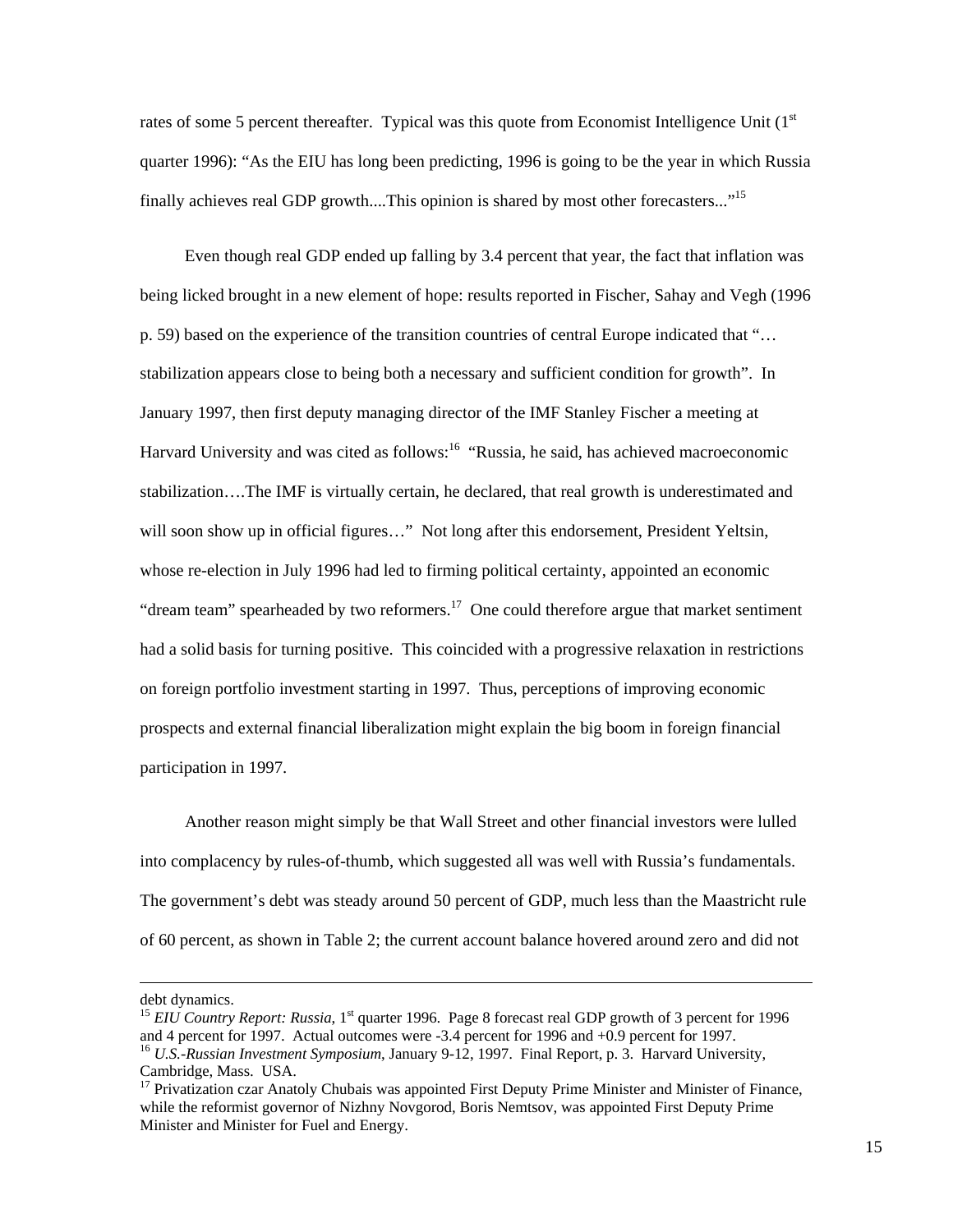rates of some 5 percent thereafter. Typical was this quote from Economist Intelligence Unit (1st quarter 1996): "As the EIU has long been predicting, 1996 is going to be the year in which Russia finally achieves real GDP growth....This opinion is shared by most other forecasters..."[15]

Even though real GDP ended up falling by 3.4 percent that year, the fact that inflation was being licked brought in a new element of hope: results reported in Fischer, Sahay and Vegh (1996 p. 59) based on the experience of the transition countries of central Europe indicated that "… stabilization appears close to being both a necessary and sufficient condition for growth". In January 1997, then first deputy managing director of the IMF Stanley Fischer a meeting at Harvard University and was cited as follows:[16] "Russia, he said, has achieved macroeconomic stabilization….The IMF is virtually certain, he declared, that real growth is underestimated and will soon show up in official figures…" Not long after this endorsement, President Yeltsin, whose re-election in July 1996 had led to firming political certainty, appointed an economic "dream team" spearheaded by two reformers.[17] One could therefore argue that market sentiment had a solid basis for turning positive. This coincided with a progressive relaxation in restrictions on foreign portfolio investment starting in 1997. Thus, perceptions of improving economic prospects and external financial liberalization might explain the big boom in foreign financial participation in 1997.

Another reason might simply be that Wall Street and other financial investors were lulled into complacency by rules-of-thumb, which suggested all was well with Russia's fundamentals. The government's debt was steady around 50 percent of GDP, much less than the Maastricht rule of 60 percent, as shown in Table 2; the current account balance hovered around zero and did not

---

debt dynamics.

[15] *EIU Country Report: Russia*, 1st quarter 1996. Page 8 forecast real GDP growth of 3 percent for 1996 and 4 percent for 1997. Actual outcomes were -3.4 percent for 1996 and +0.9 percent for 1997.

[16] *U.S.-Russian Investment Symposium*, January 9-12, 1997. Final Report, p. 3. Harvard University, Cambridge, Mass. USA.

[17] Privatization czar Anatoly Chubais was appointed First Deputy Prime Minister and Minister of Finance, while the reformist governor of Nizhny Novgorod, Boris Nemtsov, was appointed First Deputy Prime Minister and Minister for Fuel and Energy.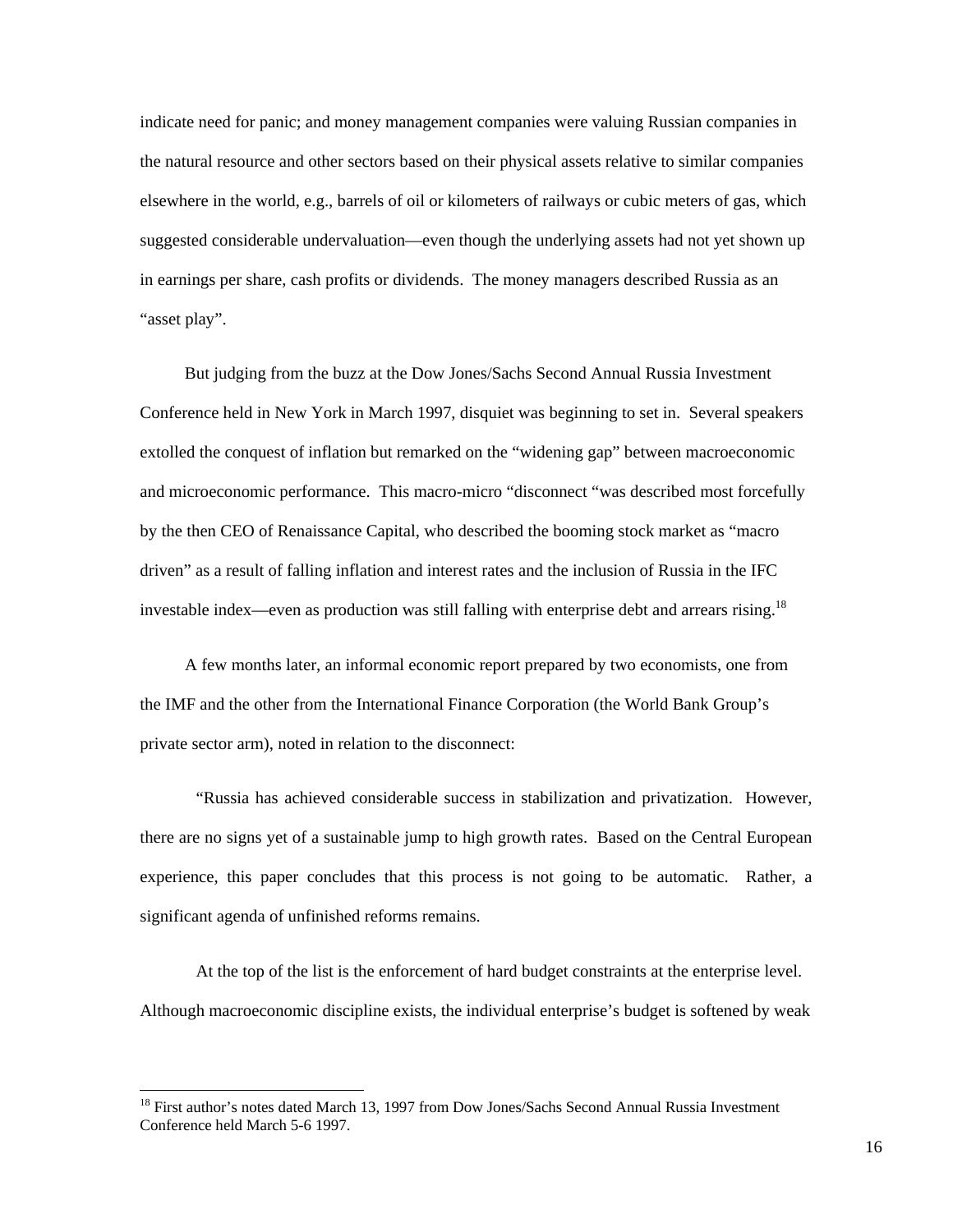indicate need for panic; and money management companies were valuing Russian companies in the natural resource and other sectors based on their physical assets relative to similar companies elsewhere in the world, e.g., barrels of oil or kilometers of railways or cubic meters of gas, which suggested considerable undervaluation—even though the underlying assets had not yet shown up in earnings per share, cash profits or dividends. The money managers described Russia as an "asset play".

But judging from the buzz at the Dow Jones/Sachs Second Annual Russia Investment Conference held in New York in March 1997, disquiet was beginning to set in. Several speakers extolled the conquest of inflation but remarked on the "widening gap" between macroeconomic and microeconomic performance. This macro-micro "disconnect "was described most forcefully by the then CEO of Renaissance Capital, who described the booming stock market as "macro driven" as a result of falling inflation and interest rates and the inclusion of Russia in the IFC investable index—even as production was still falling with enterprise debt and arrears rising.[18]

A few months later, an informal economic report prepared by two economists, one from the IMF and the other from the International Finance Corporation (the World Bank Group's private sector arm), noted in relation to the disconnect:

"Russia has achieved considerable success in stabilization and privatization. However, there are no signs yet of a sustainable jump to high growth rates. Based on the Central European experience, this paper concludes that this process is not going to be automatic. Rather, a significant agenda of unfinished reforms remains.

At the top of the list is the enforcement of hard budget constraints at the enterprise level. Although macroeconomic discipline exists, the individual enterprise's budget is softened by weak

---

[18] First author's notes dated March 13, 1997 from Dow Jones/Sachs Second Annual Russia Investment Conference held March 5-6 1997.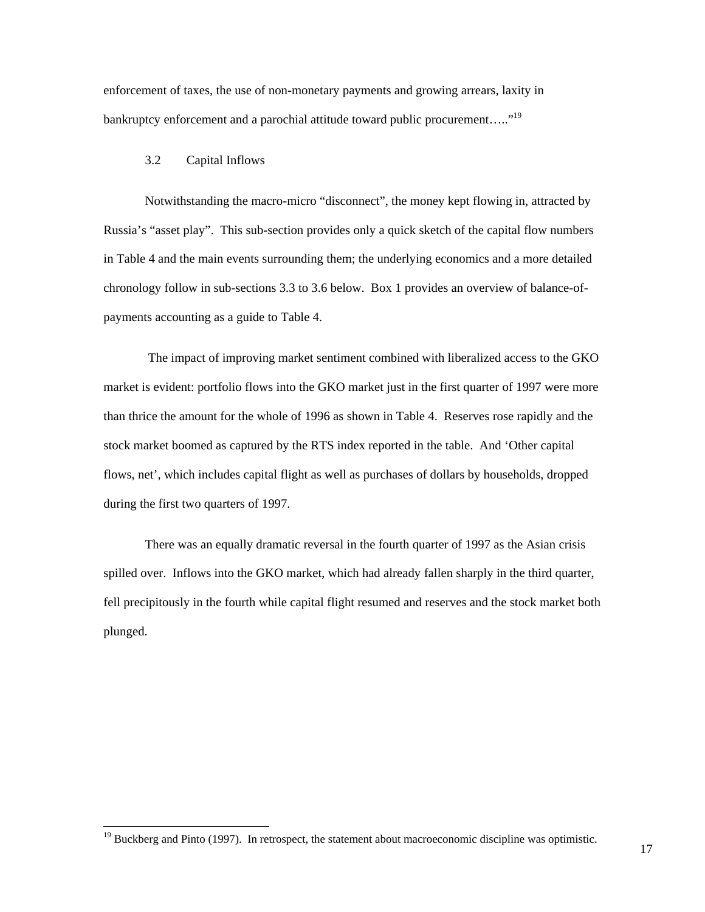enforcement of taxes, the use of non-monetary payments and growing arrears, laxity in bankruptcy enforcement and a parochial attitude toward public procurement….."[19]

### 3.2 Capital Inflows

Notwithstanding the macro-micro "disconnect", the money kept flowing in, attracted by Russia's "asset play". This sub-section provides only a quick sketch of the capital flow numbers in Table 4 and the main events surrounding them; the underlying economics and a more detailed chronology follow in sub-sections 3.3 to 3.6 below. Box 1 provides an overview of balance-of-payments accounting as a guide to Table 4.

The impact of improving market sentiment combined with liberalized access to the GKO market is evident: portfolio flows into the GKO market just in the first quarter of 1997 were more than thrice the amount for the whole of 1996 as shown in Table 4. Reserves rose rapidly and the stock market boomed as captured by the RTS index reported in the table. And 'Other capital flows, net', which includes capital flight as well as purchases of dollars by households, dropped during the first two quarters of 1997.

There was an equally dramatic reversal in the fourth quarter of 1997 as the Asian crisis spilled over. Inflows into the GKO market, which had already fallen sharply in the third quarter, fell precipitously in the fourth while capital flight resumed and reserves and the stock market both plunged.

---

[19] Buckberg and Pinto (1997). In retrospect, the statement about macroeconomic discipline was optimistic.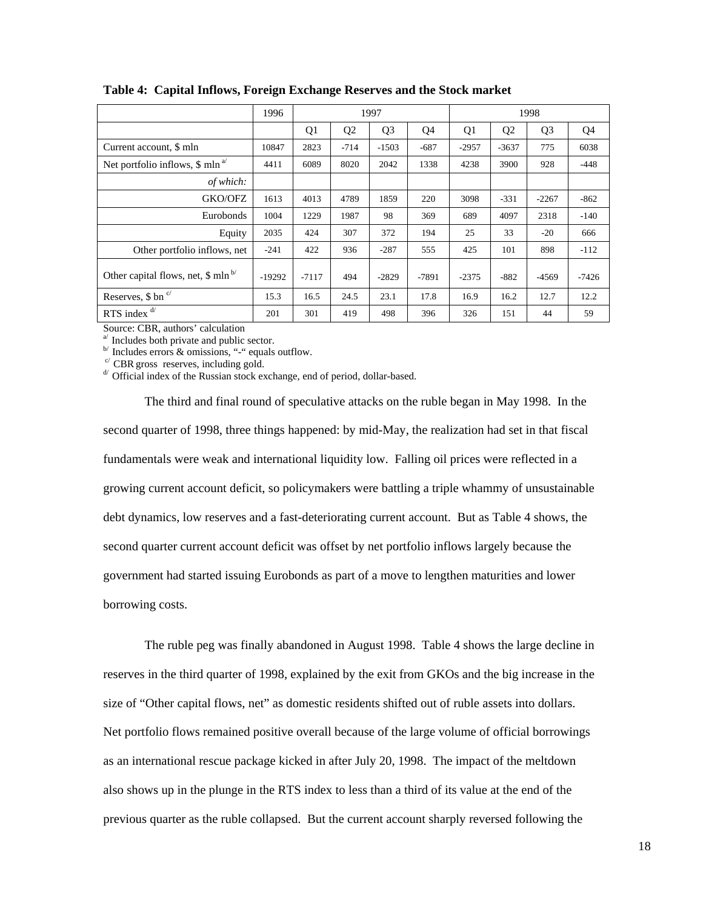**Table 4: Capital Inflows, Foreign Exchange Reserves and the Stock market**

| | 1996 | 1997 | | | | 1998 | | | |
|---|---|---|---|---|---|---|---|---|---|
| | | Q1 | Q2 | Q3 | Q4 | Q1 | Q2 | Q3 | Q4 |
| Current account, $ mln | 10847 | 2823 | -714 | -1503 | -687 | -2957 | -3637 | 775 | 6038 |
| Net portfolio inflows, $ mln [a/] | 4411 | 6089 | 8020 | 2042 | 1338 | 4238 | 3900 | 928 | -448 |
| *of which:* | | | | | | | | | |
| GKO/OFZ | 1613 | 4013 | 4789 | 1859 | 220 | 3098 | -331 | -2267 | -862 |
| Eurobonds | 1004 | 1229 | 1987 | 98 | 369 | 689 | 4097 | 2318 | -140 |
| Equity | 2035 | 424 | 307 | 372 | 194 | 25 | 33 | -20 | 666 |
| Other portfolio inflows, net | -241 | 422 | 936 | -287 | 555 | 425 | 101 | 898 | -112 |
| Other capital flows, net, $ mln [b/] | -19292 | -7117 | 494 | -2829 | -7891 | -2375 | -882 | -4569 | -7426 |
| Reserves, $ bn [c/] | 15.3 | 16.5 | 24.5 | 23.1 | 17.8 | 16.9 | 16.2 | 12.7 | 12.2 |
| RTS index [d/] | 201 | 301 | 419 | 498 | 396 | 326 | 151 | 44 | 59 |

Source: CBR, authors' calculation
[a/] Includes both private and public sector.
[b/] Includes errors & omissions, "-" equals outflow.
[c/] CBR gross reserves, including gold.
[d/] Official index of the Russian stock exchange, end of period, dollar-based.

The third and final round of speculative attacks on the ruble began in May 1998. In the second quarter of 1998, three things happened: by mid-May, the realization had set in that fiscal fundamentals were weak and international liquidity low. Falling oil prices were reflected in a growing current account deficit, so policymakers were battling a triple whammy of unsustainable debt dynamics, low reserves and a fast-deteriorating current account. But as Table 4 shows, the second quarter current account deficit was offset by net portfolio inflows largely because the government had started issuing Eurobonds as part of a move to lengthen maturities and lower borrowing costs.

The ruble peg was finally abandoned in August 1998. Table 4 shows the large decline in reserves in the third quarter of 1998, explained by the exit from GKOs and the big increase in the size of "Other capital flows, net" as domestic residents shifted out of ruble assets into dollars. Net portfolio flows remained positive overall because of the large volume of official borrowings as an international rescue package kicked in after July 20, 1998. The impact of the meltdown also shows up in the plunge in the RTS index to less than a third of its value at the end of the previous quarter as the ruble collapsed. But the current account sharply reversed following the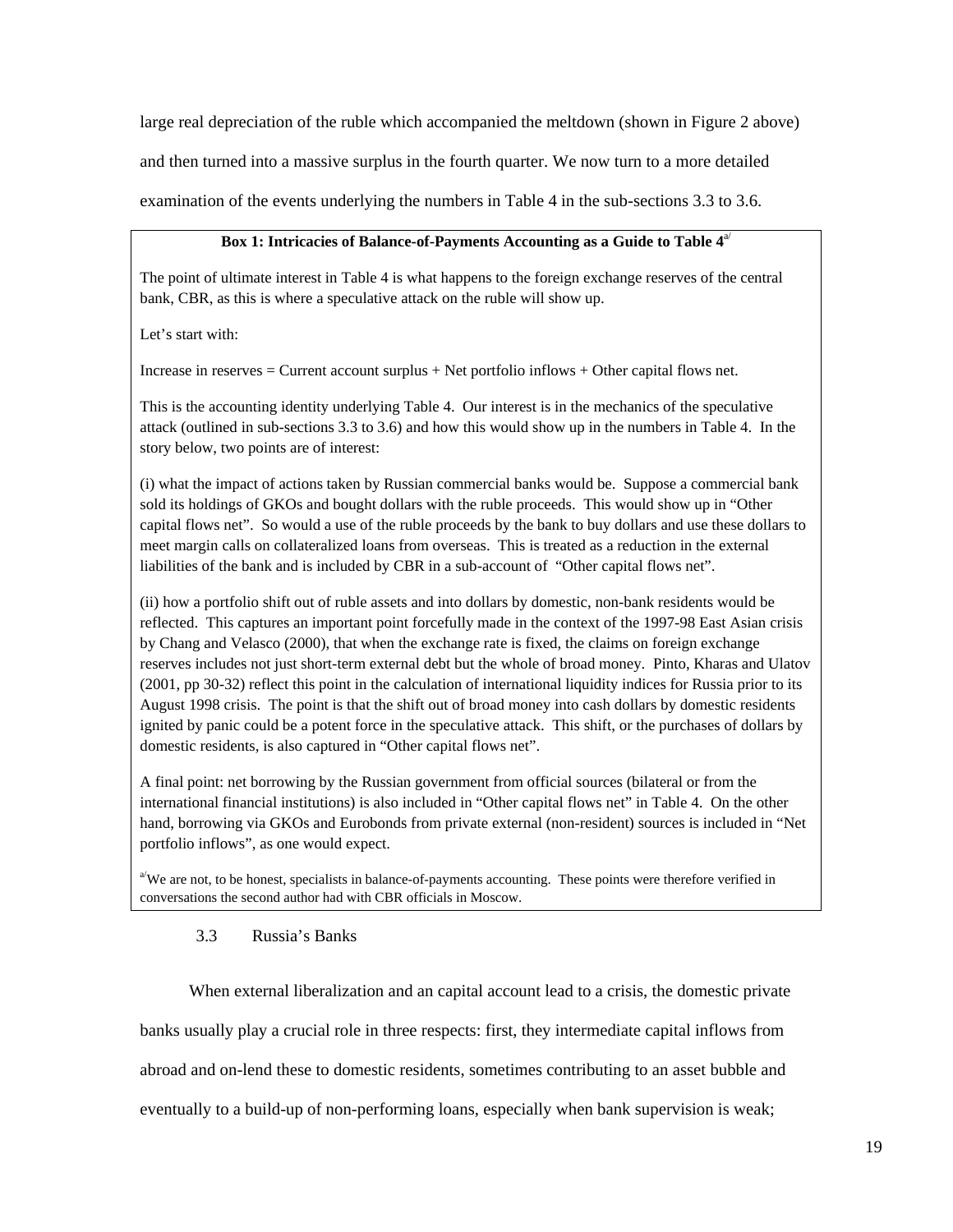large real depreciation of the ruble which accompanied the meltdown (shown in Figure 2 above) and then turned into a massive surplus in the fourth quarter. We now turn to a more detailed examination of the events underlying the numbers in Table 4 in the sub-sections 3.3 to 3.6.

**Box 1: Intricacies of Balance-of-Payments Accounting as a Guide to Table 4**[a/]

The point of ultimate interest in Table 4 is what happens to the foreign exchange reserves of the central bank, CBR, as this is where a speculative attack on the ruble will show up.

Let's start with:

Increase in reserves = Current account surplus + Net portfolio inflows + Other capital flows net.

This is the accounting identity underlying Table 4. Our interest is in the mechanics of the speculative attack (outlined in sub-sections 3.3 to 3.6) and how this would show up in the numbers in Table 4. In the story below, two points are of interest:

(i) what the impact of actions taken by Russian commercial banks would be. Suppose a commercial bank sold its holdings of GKOs and bought dollars with the ruble proceeds. This would show up in "Other capital flows net". So would a use of the ruble proceeds by the bank to buy dollars and use these dollars to meet margin calls on collateralized loans from overseas. This is treated as a reduction in the external liabilities of the bank and is included by CBR in a sub-account of "Other capital flows net".

(ii) how a portfolio shift out of ruble assets and into dollars by domestic, non-bank residents would be reflected. This captures an important point forcefully made in the context of the 1997-98 East Asian crisis by Chang and Velasco (2000), that when the exchange rate is fixed, the claims on foreign exchange reserves includes not just short-term external debt but the whole of broad money. Pinto, Kharas and Ulatov (2001, pp 30-32) reflect this point in the calculation of international liquidity indices for Russia prior to its August 1998 crisis. The point is that the shift out of broad money into cash dollars by domestic residents ignited by panic could be a potent force in the speculative attack. This shift, or the purchases of dollars by domestic residents, is also captured in "Other capital flows net".

A final point: net borrowing by the Russian government from official sources (bilateral or from the international financial institutions) is also included in "Other capital flows net" in Table 4. On the other hand, borrowing via GKOs and Eurobonds from private external (non-resident) sources is included in "Net portfolio inflows", as one would expect.

[a/] We are not, to be honest, specialists in balance-of-payments accounting. These points were therefore verified in conversations the second author had with CBR officials in Moscow.

### 3.3 Russia's Banks

When external liberalization and an capital account lead to a crisis, the domestic private banks usually play a crucial role in three respects: first, they intermediate capital inflows from abroad and on-lend these to domestic residents, sometimes contributing to an asset bubble and eventually to a build-up of non-performing loans, especially when bank supervision is weak;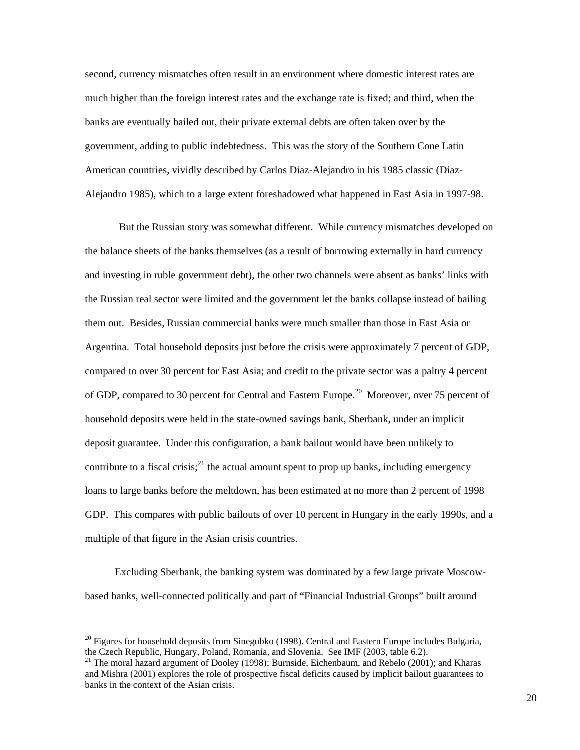second, currency mismatches often result in an environment where domestic interest rates are much higher than the foreign interest rates and the exchange rate is fixed; and third, when the banks are eventually bailed out, their private external debts are often taken over by the government, adding to public indebtedness. This was the story of the Southern Cone Latin American countries, vividly described by Carlos Diaz-Alejandro in his 1985 classic (Diaz-Alejandro 1985), which to a large extent foreshadowed what happened in East Asia in 1997-98.

But the Russian story was somewhat different. While currency mismatches developed on the balance sheets of the banks themselves (as a result of borrowing externally in hard currency and investing in ruble government debt), the other two channels were absent as banks' links with the Russian real sector were limited and the government let the banks collapse instead of bailing them out. Besides, Russian commercial banks were much smaller than those in East Asia or Argentina. Total household deposits just before the crisis were approximately 7 percent of GDP, compared to over 30 percent for East Asia; and credit to the private sector was a paltry 4 percent of GDP, compared to 30 percent for Central and Eastern Europe.[20] Moreover, over 75 percent of household deposits were held in the state-owned savings bank, Sberbank, under an implicit deposit guarantee. Under this configuration, a bank bailout would have been unlikely to contribute to a fiscal crisis;[21] the actual amount spent to prop up banks, including emergency loans to large banks before the meltdown, has been estimated at no more than 2 percent of 1998 GDP. This compares with public bailouts of over 10 percent in Hungary in the early 1990s, and a multiple of that figure in the Asian crisis countries.

Excluding Sberbank, the banking system was dominated by a few large private Moscow-based banks, well-connected politically and part of "Financial Industrial Groups" built around

---

[20] Figures for household deposits from Sinegubko (1998). Central and Eastern Europe includes Bulgaria, the Czech Republic, Hungary, Poland, Romania, and Slovenia. See IMF (2003, table 6.2).

[21] The moral hazard argument of Dooley (1998); Burnside, Eichenbaum, and Rebelo (2001); and Kharas and Mishra (2001) explores the role of prospective fiscal deficits caused by implicit bailout guarantees to banks in the context of the Asian crisis.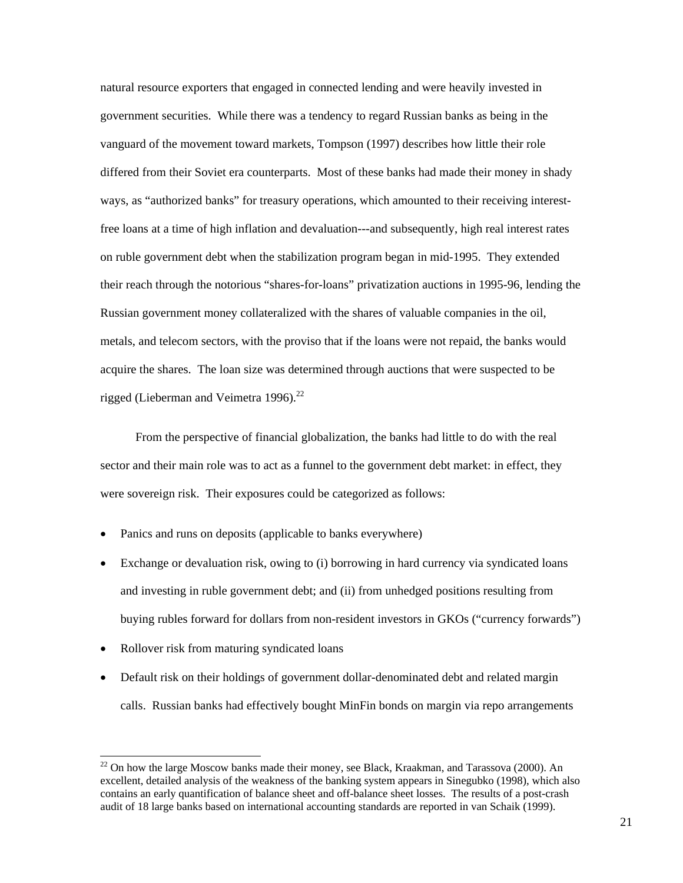natural resource exporters that engaged in connected lending and were heavily invested in government securities. While there was a tendency to regard Russian banks as being in the vanguard of the movement toward markets, Tompson (1997) describes how little their role differed from their Soviet era counterparts. Most of these banks had made their money in shady ways, as "authorized banks" for treasury operations, which amounted to their receiving interest-free loans at a time of high inflation and devaluation---and subsequently, high real interest rates on ruble government debt when the stabilization program began in mid-1995. They extended their reach through the notorious "shares-for-loans" privatization auctions in 1995-96, lending the Russian government money collateralized with the shares of valuable companies in the oil, metals, and telecom sectors, with the proviso that if the loans were not repaid, the banks would acquire the shares. The loan size was determined through auctions that were suspected to be rigged (Lieberman and Veimetra 1996).[22]

From the perspective of financial globalization, the banks had little to do with the real sector and their main role was to act as a funnel to the government debt market: in effect, they were sovereign risk. Their exposures could be categorized as follows:

- Panics and runs on deposits (applicable to banks everywhere)
- Exchange or devaluation risk, owing to (i) borrowing in hard currency via syndicated loans and investing in ruble government debt; and (ii) from unhedged positions resulting from buying rubles forward for dollars from non-resident investors in GKOs ("currency forwards")
- Rollover risk from maturing syndicated loans
- Default risk on their holdings of government dollar-denominated debt and related margin calls. Russian banks had effectively bought MinFin bonds on margin via repo arrangements

[22] On how the large Moscow banks made their money, see Black, Kraakman, and Tarassova (2000). An excellent, detailed analysis of the weakness of the banking system appears in Sinegubko (1998), which also contains an early quantification of balance sheet and off-balance sheet losses. The results of a post-crash audit of 18 large banks based on international accounting standards are reported in van Schaik (1999).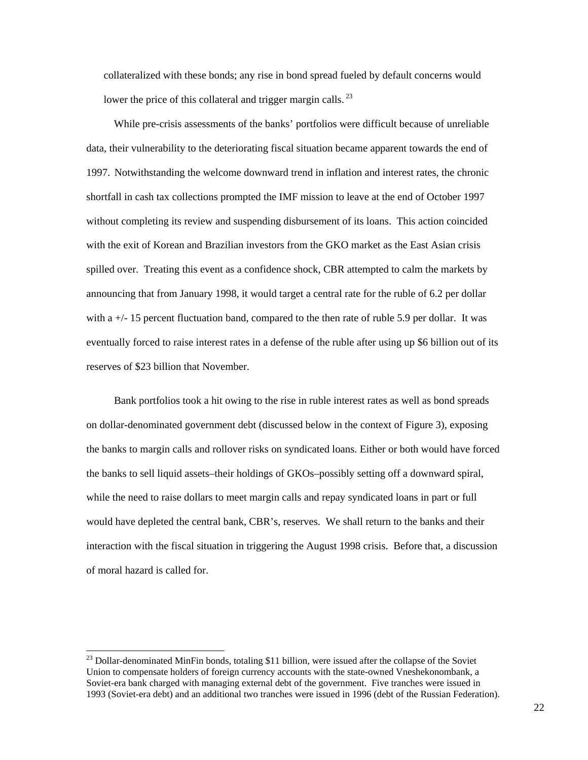collateralized with these bonds; any rise in bond spread fueled by default concerns would lower the price of this collateral and trigger margin calls.[23]

While pre-crisis assessments of the banks' portfolios were difficult because of unreliable data, their vulnerability to the deteriorating fiscal situation became apparent towards the end of 1997. Notwithstanding the welcome downward trend in inflation and interest rates, the chronic shortfall in cash tax collections prompted the IMF mission to leave at the end of October 1997 without completing its review and suspending disbursement of its loans. This action coincided with the exit of Korean and Brazilian investors from the GKO market as the East Asian crisis spilled over. Treating this event as a confidence shock, CBR attempted to calm the markets by announcing that from January 1998, it would target a central rate for the ruble of 6.2 per dollar with a +/- 15 percent fluctuation band, compared to the then rate of ruble 5.9 per dollar. It was eventually forced to raise interest rates in a defense of the ruble after using up $6 billion out of its reserves of $23 billion that November.

Bank portfolios took a hit owing to the rise in ruble interest rates as well as bond spreads on dollar-denominated government debt (discussed below in the context of Figure 3), exposing the banks to margin calls and rollover risks on syndicated loans. Either or both would have forced the banks to sell liquid assets–their holdings of GKOs–possibly setting off a downward spiral, while the need to raise dollars to meet margin calls and repay syndicated loans in part or full would have depleted the central bank, CBR's, reserves. We shall return to the banks and their interaction with the fiscal situation in triggering the August 1998 crisis. Before that, a discussion of moral hazard is called for.

---

[23] Dollar-denominated MinFin bonds, totaling $11 billion, were issued after the collapse of the Soviet Union to compensate holders of foreign currency accounts with the state-owned Vneshekonombank, a Soviet-era bank charged with managing external debt of the government. Five tranches were issued in 1993 (Soviet-era debt) and an additional two tranches were issued in 1996 (debt of the Russian Federation).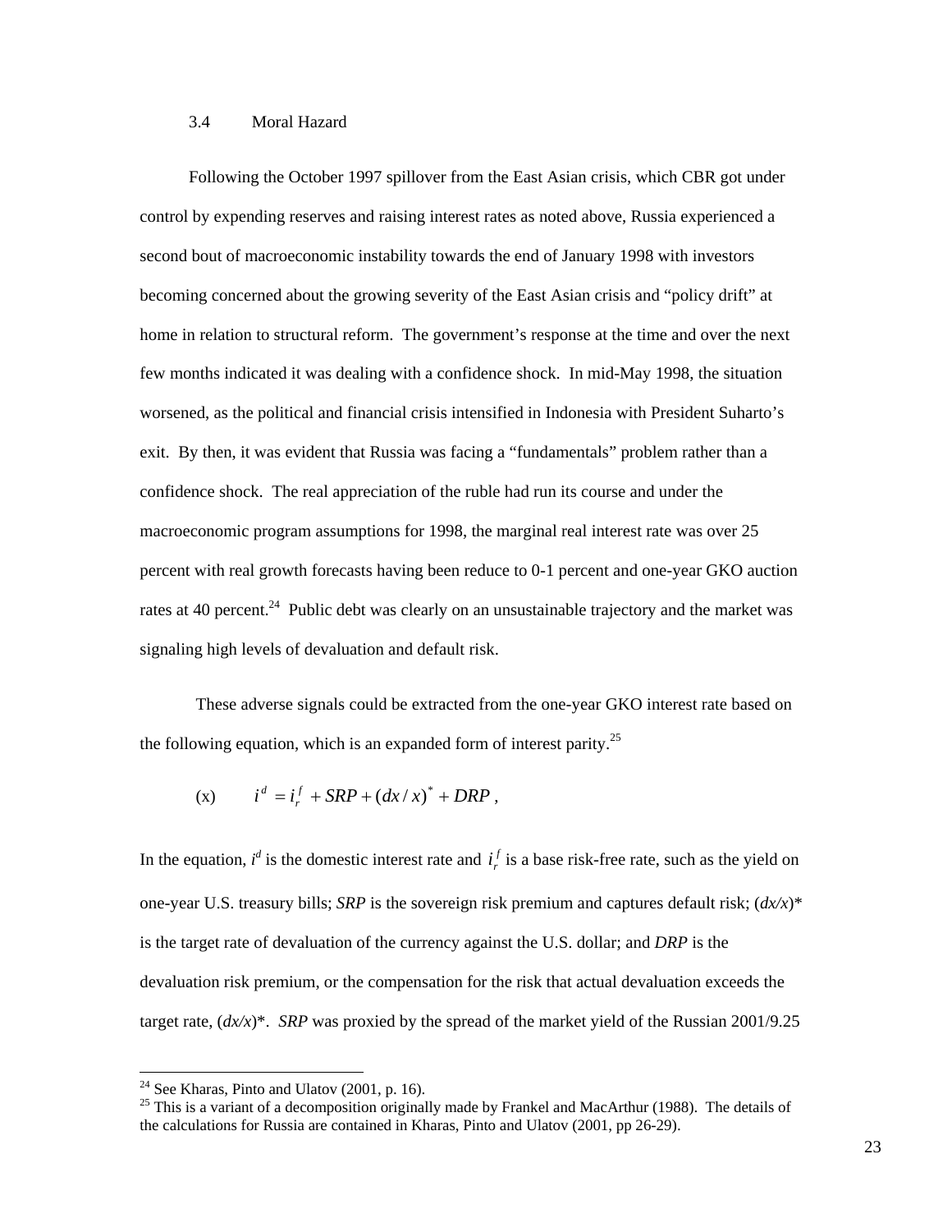### 3.4 Moral Hazard

Following the October 1997 spillover from the East Asian crisis, which CBR got under control by expending reserves and raising interest rates as noted above, Russia experienced a second bout of macroeconomic instability towards the end of January 1998 with investors becoming concerned about the growing severity of the East Asian crisis and "policy drift" at home in relation to structural reform. The government's response at the time and over the next few months indicated it was dealing with a confidence shock. In mid-May 1998, the situation worsened, as the political and financial crisis intensified in Indonesia with President Suharto's exit. By then, it was evident that Russia was facing a "fundamentals" problem rather than a confidence shock. The real appreciation of the ruble had run its course and under the macroeconomic program assumptions for 1998, the marginal real interest rate was over 25 percent with real growth forecasts having been reduce to 0-1 percent and one-year GKO auction rates at 40 percent.[24] Public debt was clearly on an unsustainable trajectory and the market was signaling high levels of devaluation and default risk.

These adverse signals could be extracted from the one-year GKO interest rate based on the following equation, which is an expanded form of interest parity.[25]

$$\text{(x)} \qquad i^d = i_r^f + SRP + (dx/x)^* + DRP \, ,$$

In the equation, $i^d$ is the domestic interest rate and $i_r^f$ is a base risk-free rate, such as the yield on one-year U.S. treasury bills; *SRP* is the sovereign risk premium and captures default risk; $(dx/x)^*$ is the target rate of devaluation of the currency against the U.S. dollar; and *DRP* is the devaluation risk premium, or the compensation for the risk that actual devaluation exceeds the target rate, $(dx/x)^*$. *SRP* was proxied by the spread of the market yield of the Russian 2001/9.25

---

[24] See Kharas, Pinto and Ulatov (2001, p. 16).

[25] This is a variant of a decomposition originally made by Frankel and MacArthur (1988). The details of the calculations for Russia are contained in Kharas, Pinto and Ulatov (2001, pp 26-29).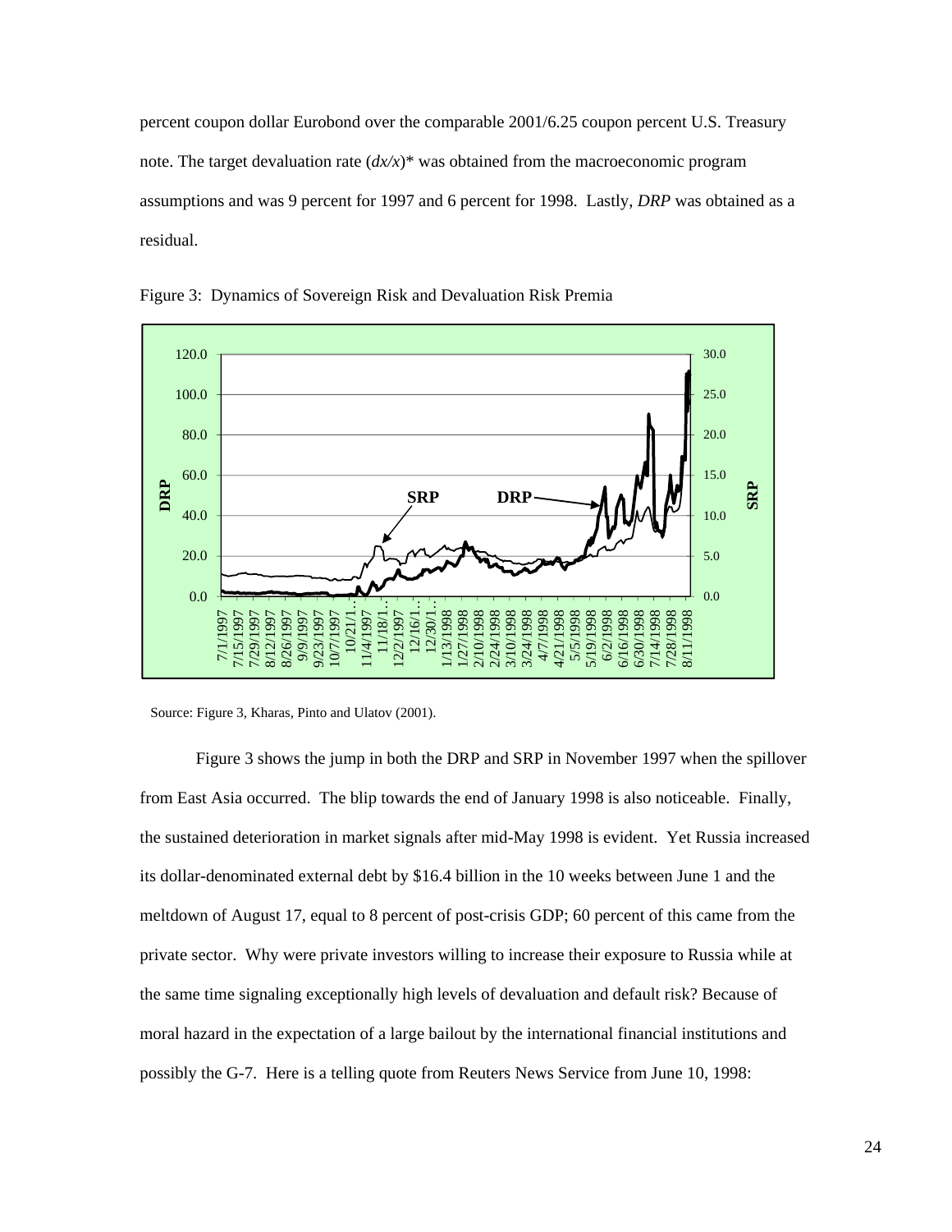percent coupon dollar Eurobond over the comparable 2001/6.25 coupon percent U.S. Treasury note. The target devaluation rate $(dx/x)^*$ was obtained from the macroeconomic program assumptions and was 9 percent for 1997 and 6 percent for 1998. Lastly, *DRP* was obtained as a residual.

Figure 3: Dynamics of Sovereign Risk and Devaluation Risk Premia

Source: Figure 3, Kharas, Pinto and Ulatov (2001).

Figure 3 shows the jump in both the DRP and SRP in November 1997 when the spillover from East Asia occurred. The blip towards the end of January 1998 is also noticeable. Finally, the sustained deterioration in market signals after mid-May 1998 is evident. Yet Russia increased its dollar-denominated external debt by \$16.4 billion in the 10 weeks between June 1 and the meltdown of August 17, equal to 8 percent of post-crisis GDP; 60 percent of this came from the private sector. Why were private investors willing to increase their exposure to Russia while at the same time signaling exceptionally high levels of devaluation and default risk? Because of moral hazard in the expectation of a large bailout by the international financial institutions and possibly the G-7. Here is a telling quote from Reuters News Service from June 10, 1998: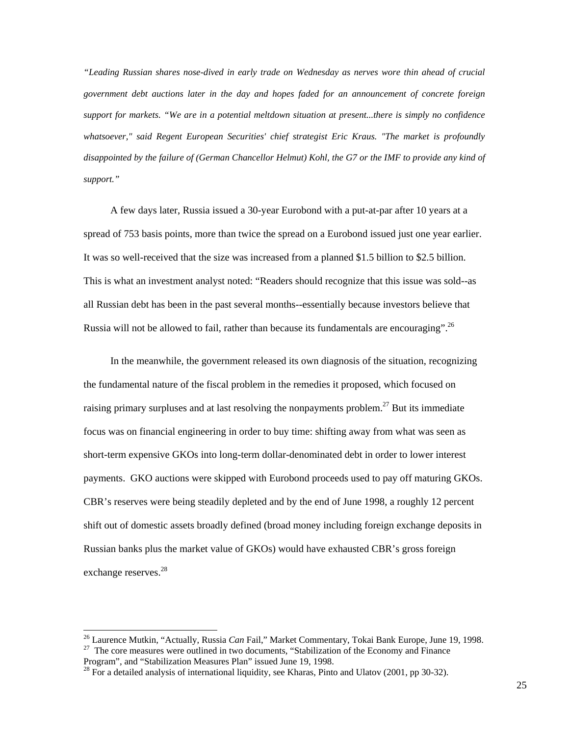*"Leading Russian shares nose-dived in early trade on Wednesday as nerves wore thin ahead of crucial government debt auctions later in the day and hopes faded for an announcement of concrete foreign support for markets. "We are in a potential meltdown situation at present...there is simply no confidence whatsoever," said Regent European Securities' chief strategist Eric Kraus. "The market is profoundly disappointed by the failure of (German Chancellor Helmut) Kohl, the G7 or the IMF to provide any kind of support."*

A few days later, Russia issued a 30-year Eurobond with a put-at-par after 10 years at a spread of 753 basis points, more than twice the spread on a Eurobond issued just one year earlier. It was so well-received that the size was increased from a planned $1.5 billion to $2.5 billion. This is what an investment analyst noted: "Readers should recognize that this issue was sold--as all Russian debt has been in the past several months--essentially because investors believe that Russia will not be allowed to fail, rather than because its fundamentals are encouraging".[26]

In the meanwhile, the government released its own diagnosis of the situation, recognizing the fundamental nature of the fiscal problem in the remedies it proposed, which focused on raising primary surpluses and at last resolving the nonpayments problem.[27] But its immediate focus was on financial engineering in order to buy time: shifting away from what was seen as short-term expensive GKOs into long-term dollar-denominated debt in order to lower interest payments. GKO auctions were skipped with Eurobond proceeds used to pay off maturing GKOs. CBR's reserves were being steadily depleted and by the end of June 1998, a roughly 12 percent shift out of domestic assets broadly defined (broad money including foreign exchange deposits in Russian banks plus the market value of GKOs) would have exhausted CBR's gross foreign exchange reserves.[28]

[26] Laurence Mutkin, "Actually, Russia *Can* Fail," Market Commentary, Tokai Bank Europe, June 19, 1998.

[27] The core measures were outlined in two documents, "Stabilization of the Economy and Finance Program", and "Stabilization Measures Plan" issued June 19, 1998.

[28] For a detailed analysis of international liquidity, see Kharas, Pinto and Ulatov (2001, pp 30-32).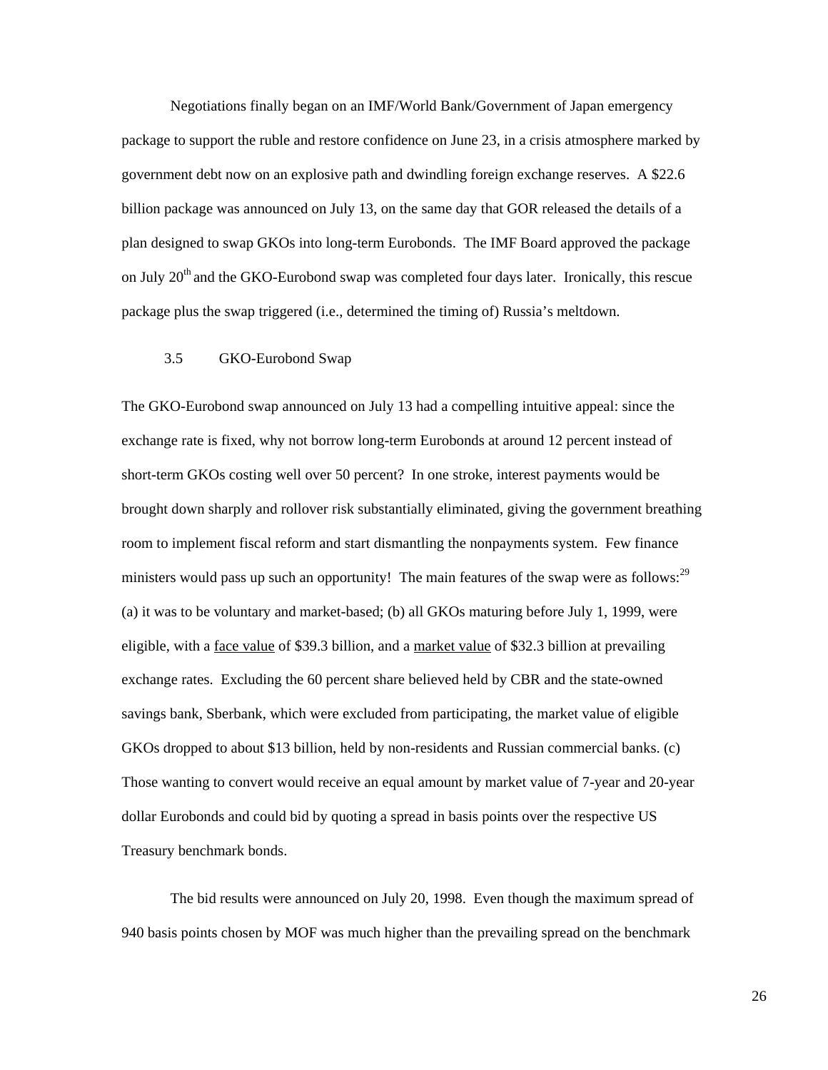Negotiations finally began on an IMF/World Bank/Government of Japan emergency package to support the ruble and restore confidence on June 23, in a crisis atmosphere marked by government debt now on an explosive path and dwindling foreign exchange reserves. A $22.6 billion package was announced on July 13, on the same day that GOR released the details of a plan designed to swap GKOs into long-term Eurobonds. The IMF Board approved the package on July 20th and the GKO-Eurobond swap was completed four days later. Ironically, this rescue package plus the swap triggered (i.e., determined the timing of) Russia's meltdown.

### 3.5 GKO-Eurobond Swap

The GKO-Eurobond swap announced on July 13 had a compelling intuitive appeal: since the exchange rate is fixed, why not borrow long-term Eurobonds at around 12 percent instead of short-term GKOs costing well over 50 percent? In one stroke, interest payments would be brought down sharply and rollover risk substantially eliminated, giving the government breathing room to implement fiscal reform and start dismantling the nonpayments system. Few finance ministers would pass up such an opportunity! The main features of the swap were as follows:[29] (a) it was to be voluntary and market-based; (b) all GKOs maturing before July 1, 1999, were eligible, with a <u>face value</u> of $39.3 billion, and a <u>market value</u> of $32.3 billion at prevailing exchange rates. Excluding the 60 percent share believed held by CBR and the state-owned savings bank, Sberbank, which were excluded from participating, the market value of eligible GKOs dropped to about $13 billion, held by non-residents and Russian commercial banks. (c) Those wanting to convert would receive an equal amount by market value of 7-year and 20-year dollar Eurobonds and could bid by quoting a spread in basis points over the respective US Treasury benchmark bonds.

The bid results were announced on July 20, 1998. Even though the maximum spread of 940 basis points chosen by MOF was much higher than the prevailing spread on the benchmark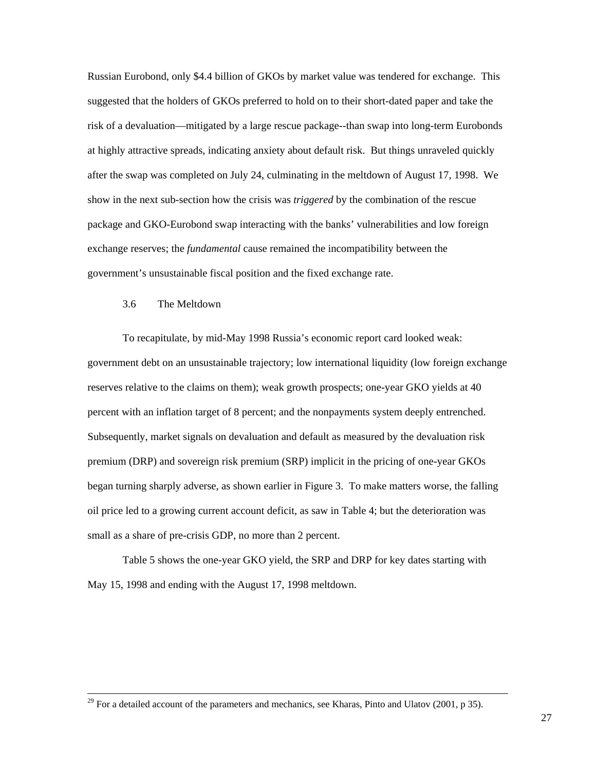Russian Eurobond, only $4.4 billion of GKOs by market value was tendered for exchange. This suggested that the holders of GKOs preferred to hold on to their short-dated paper and take the risk of a devaluation—mitigated by a large rescue package--than swap into long-term Eurobonds at highly attractive spreads, indicating anxiety about default risk. But things unraveled quickly after the swap was completed on July 24, culminating in the meltdown of August 17, 1998. We show in the next sub-section how the crisis was *triggered* by the combination of the rescue package and GKO-Eurobond swap interacting with the banks' vulnerabilities and low foreign exchange reserves; the *fundamental* cause remained the incompatibility between the government's unsustainable fiscal position and the fixed exchange rate.

### 3.6 The Meltdown

To recapitulate, by mid-May 1998 Russia's economic report card looked weak: government debt on an unsustainable trajectory; low international liquidity (low foreign exchange reserves relative to the claims on them); weak growth prospects; one-year GKO yields at 40 percent with an inflation target of 8 percent; and the nonpayments system deeply entrenched. Subsequently, market signals on devaluation and default as measured by the devaluation risk premium (DRP) and sovereign risk premium (SRP) implicit in the pricing of one-year GKOs began turning sharply adverse, as shown earlier in Figure 3. To make matters worse, the falling oil price led to a growing current account deficit, as saw in Table 4; but the deterioration was small as a share of pre-crisis GDP, no more than 2 percent.

Table 5 shows the one-year GKO yield, the SRP and DRP for key dates starting with May 15, 1998 and ending with the August 17, 1998 meltdown.

---

[29] For a detailed account of the parameters and mechanics, see Kharas, Pinto and Ulatov (2001, p 35).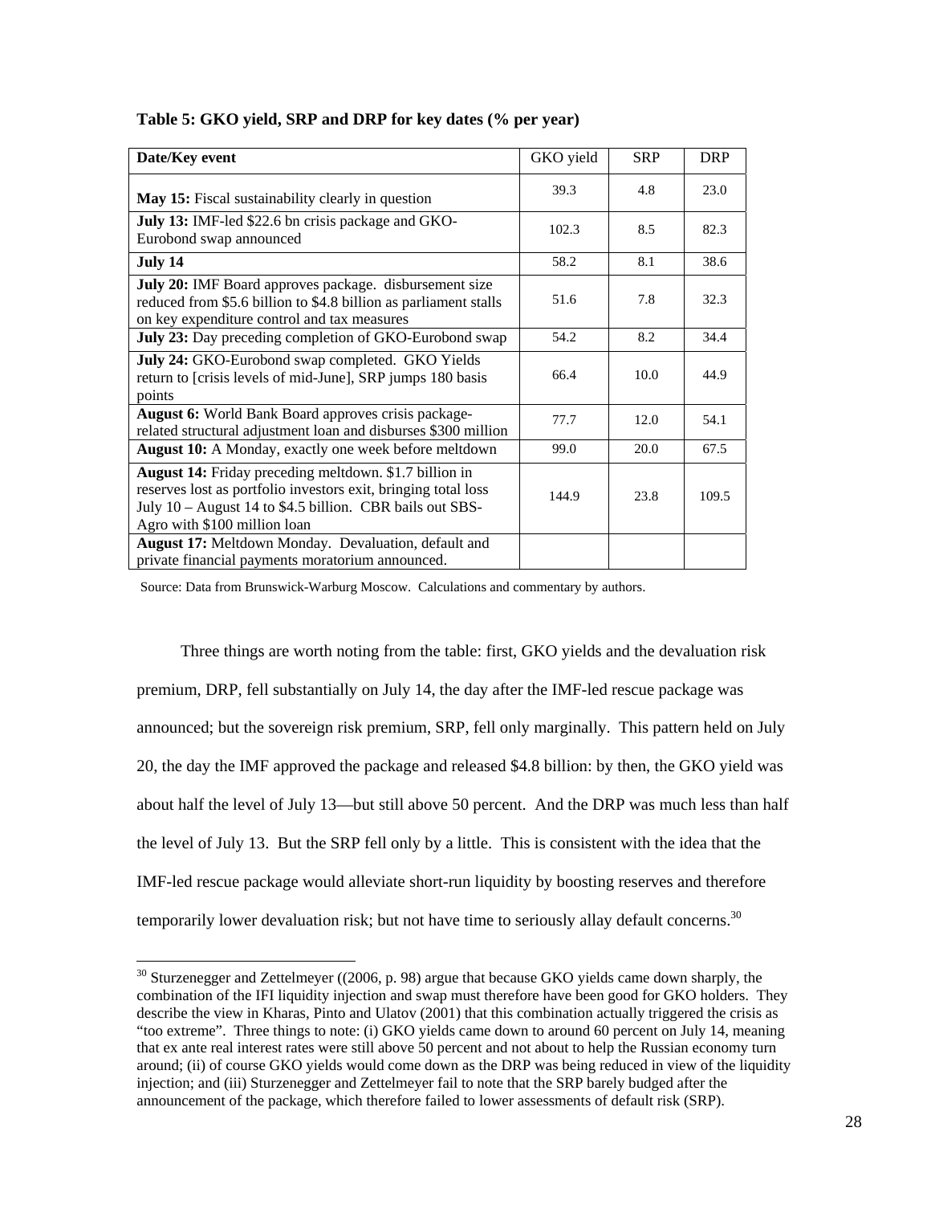**Table 5: GKO yield, SRP and DRP for key dates (% per year)**

| Date/Key event | GKO yield | SRP | DRP |
|---|---|---|---|
| **May 15:** Fiscal sustainability clearly in question | 39.3 | 4.8 | 23.0 |
| **July 13:** IMF-led $22.6 bn crisis package and GKO-Eurobond swap announced | 102.3 | 8.5 | 82.3 |
| **July 14** | 58.2 | 8.1 | 38.6 |
| **July 20:** IMF Board approves package. disbursement size reduced from $5.6 billion to $4.8 billion as parliament stalls on key expenditure control and tax measures | 51.6 | 7.8 | 32.3 |
| **July 23:** Day preceding completion of GKO-Eurobond swap | 54.2 | 8.2 | 34.4 |
| **July 24:** GKO-Eurobond swap completed. GKO Yields return to [crisis levels of mid-June], SRP jumps 180 basis points | 66.4 | 10.0 | 44.9 |
| **August 6:** World Bank Board approves crisis package-related structural adjustment loan and disburses $300 million | 77.7 | 12.0 | 54.1 |
| **August 10:** A Monday, exactly one week before meltdown | 99.0 | 20.0 | 67.5 |
| **August 14:** Friday preceding meltdown. $1.7 billion in reserves lost as portfolio investors exit, bringing total loss July 10 – August 14 to $4.5 billion. CBR bails out SBS-Agro with $100 million loan | 144.9 | 23.8 | 109.5 |
| **August 17:** Meltdown Monday. Devaluation, default and private financial payments moratorium announced. | | | |

Source: Data from Brunswick-Warburg Moscow. Calculations and commentary by authors.

Three things are worth noting from the table: first, GKO yields and the devaluation risk premium, DRP, fell substantially on July 14, the day after the IMF-led rescue package was announced; but the sovereign risk premium, SRP, fell only marginally. This pattern held on July 20, the day the IMF approved the package and released $4.8 billion: by then, the GKO yield was about half the level of July 13—but still above 50 percent. And the DRP was much less than half the level of July 13. But the SRP fell only by a little. This is consistent with the idea that the IMF-led rescue package would alleviate short-run liquidity by boosting reserves and therefore temporarily lower devaluation risk; but not have time to seriously allay default concerns.[30]

[30] Sturzenegger and Zettelmeyer ((2006, p. 98) argue that because GKO yields came down sharply, the combination of the IFI liquidity injection and swap must therefore have been good for GKO holders. They describe the view in Kharas, Pinto and Ulatov (2001) that this combination actually triggered the crisis as "too extreme". Three things to note: (i) GKO yields came down to around 60 percent on July 14, meaning that ex ante real interest rates were still above 50 percent and not about to help the Russian economy turn around; (ii) of course GKO yields would come down as the DRP was being reduced in view of the liquidity injection; and (iii) Sturzenegger and Zettelmeyer fail to note that the SRP barely budged after the announcement of the package, which therefore failed to lower assessments of default risk (SRP).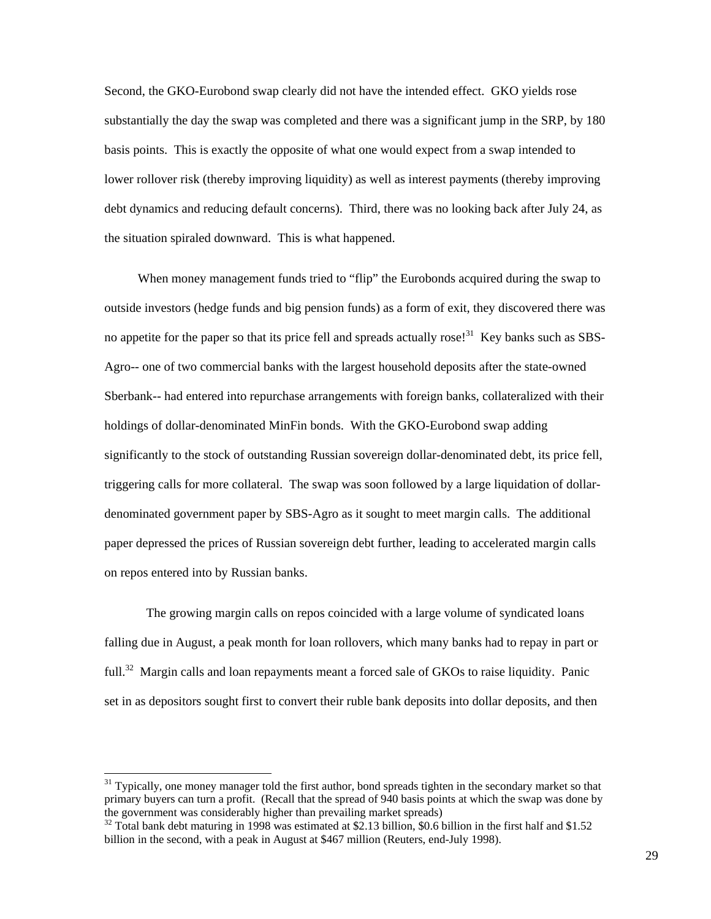Second, the GKO-Eurobond swap clearly did not have the intended effect. GKO yields rose substantially the day the swap was completed and there was a significant jump in the SRP, by 180 basis points. This is exactly the opposite of what one would expect from a swap intended to lower rollover risk (thereby improving liquidity) as well as interest payments (thereby improving debt dynamics and reducing default concerns). Third, there was no looking back after July 24, as the situation spiraled downward. This is what happened.

When money management funds tried to "flip" the Eurobonds acquired during the swap to outside investors (hedge funds and big pension funds) as a form of exit, they discovered there was no appetite for the paper so that its price fell and spreads actually rose![31] Key banks such as SBS-Agro-- one of two commercial banks with the largest household deposits after the state-owned Sberbank-- had entered into repurchase arrangements with foreign banks, collateralized with their holdings of dollar-denominated MinFin bonds. With the GKO-Eurobond swap adding significantly to the stock of outstanding Russian sovereign dollar-denominated debt, its price fell, triggering calls for more collateral. The swap was soon followed by a large liquidation of dollar-denominated government paper by SBS-Agro as it sought to meet margin calls. The additional paper depressed the prices of Russian sovereign debt further, leading to accelerated margin calls on repos entered into by Russian banks.

The growing margin calls on repos coincided with a large volume of syndicated loans falling due in August, a peak month for loan rollovers, which many banks had to repay in part or full.[32] Margin calls and loan repayments meant a forced sale of GKOs to raise liquidity. Panic set in as depositors sought first to convert their ruble bank deposits into dollar deposits, and then

[31] Typically, one money manager told the first author, bond spreads tighten in the secondary market so that primary buyers can turn a profit. (Recall that the spread of 940 basis points at which the swap was done by the government was considerably higher than prevailing market spreads)

[32] Total bank debt maturing in 1998 was estimated at $2.13 billion, $0.6 billion in the first half and $1.52 billion in the second, with a peak in August at $467 million (Reuters, end-July 1998).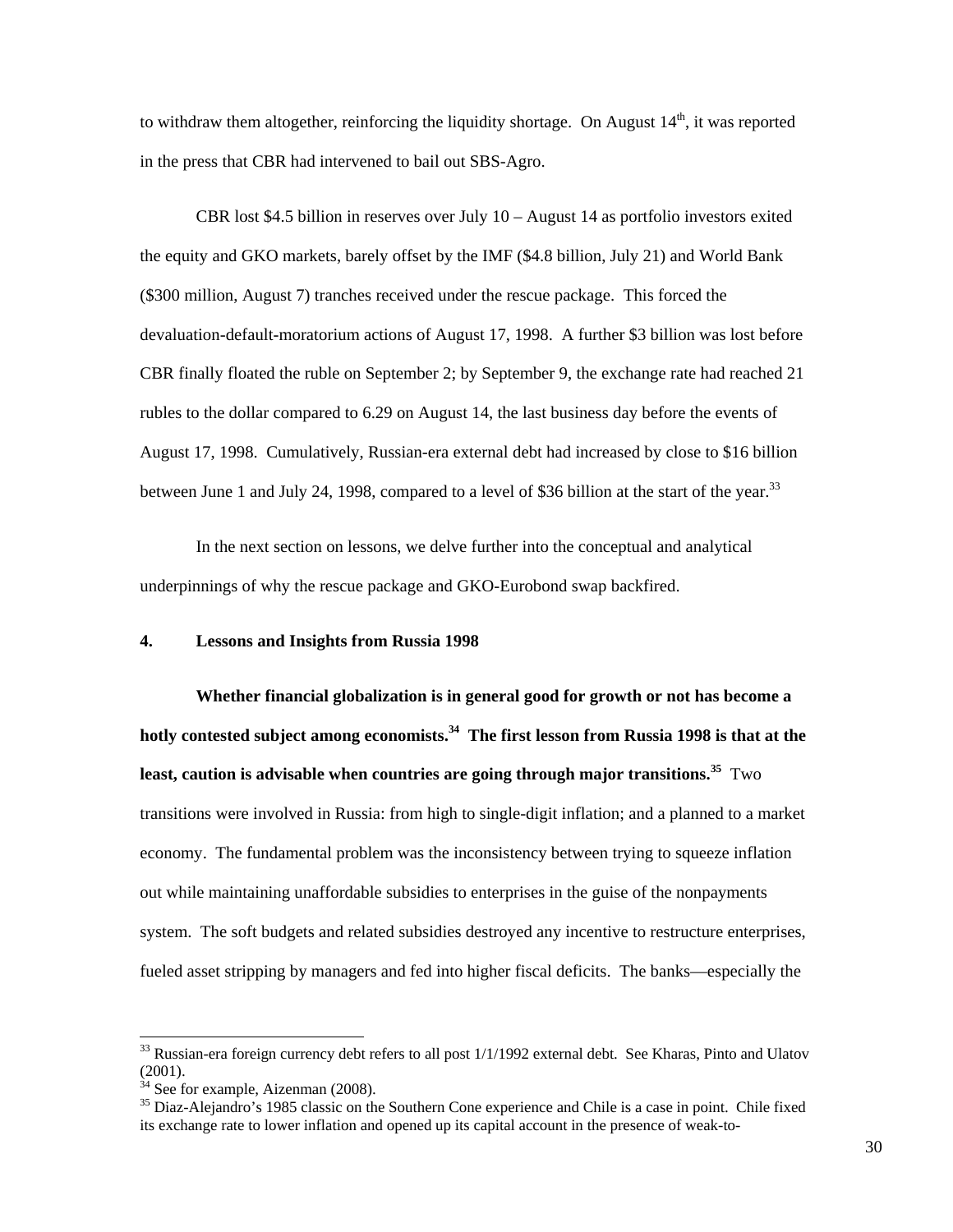to withdraw them altogether, reinforcing the liquidity shortage. On August 14th, it was reported in the press that CBR had intervened to bail out SBS-Agro.

CBR lost $4.5 billion in reserves over July 10 – August 14 as portfolio investors exited the equity and GKO markets, barely offset by the IMF ($4.8 billion, July 21) and World Bank ($300 million, August 7) tranches received under the rescue package. This forced the devaluation-default-moratorium actions of August 17, 1998. A further $3 billion was lost before CBR finally floated the ruble on September 2; by September 9, the exchange rate had reached 21 rubles to the dollar compared to 6.29 on August 14, the last business day before the events of August 17, 1998. Cumulatively, Russian-era external debt had increased by close to $16 billion between June 1 and July 24, 1998, compared to a level of $36 billion at the start of the year.[33]

In the next section on lessons, we delve further into the conceptual and analytical underpinnings of why the rescue package and GKO-Eurobond swap backfired.

## 4. Lessons and Insights from Russia 1998

**Whether financial globalization is in general good for growth or not has become a hotly contested subject among economists.[34] The first lesson from Russia 1998 is that at the least, caution is advisable when countries are going through major transitions.[35]** Two transitions were involved in Russia: from high to single-digit inflation; and a planned to a market economy. The fundamental problem was the inconsistency between trying to squeeze inflation out while maintaining unaffordable subsidies to enterprises in the guise of the nonpayments system. The soft budgets and related subsidies destroyed any incentive to restructure enterprises, fueled asset stripping by managers and fed into higher fiscal deficits. The banks—especially the

---

[33] Russian-era foreign currency debt refers to all post 1/1/1992 external debt. See Kharas, Pinto and Ulatov (2001).

[34] See for example, Aizenman (2008).

[35] Diaz-Alejandro's 1985 classic on the Southern Cone experience and Chile is a case in point. Chile fixed its exchange rate to lower inflation and opened up its capital account in the presence of weak-to-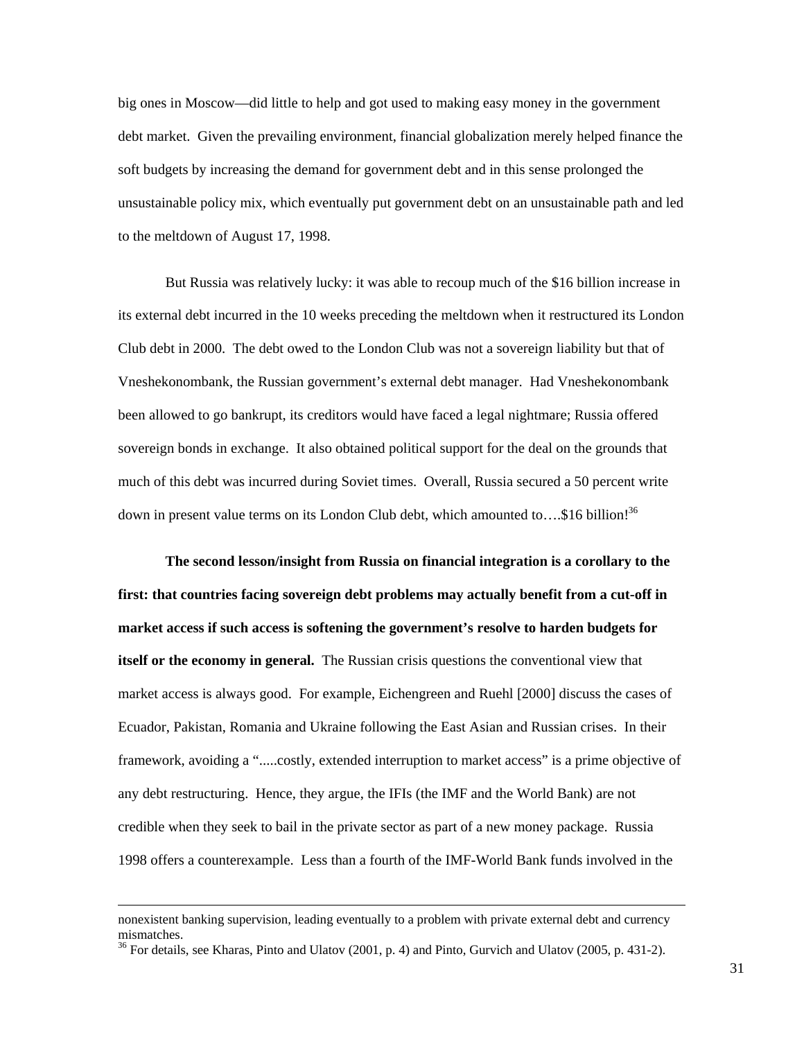big ones in Moscow—did little to help and got used to making easy money in the government debt market. Given the prevailing environment, financial globalization merely helped finance the soft budgets by increasing the demand for government debt and in this sense prolonged the unsustainable policy mix, which eventually put government debt on an unsustainable path and led to the meltdown of August 17, 1998.

But Russia was relatively lucky: it was able to recoup much of the $16 billion increase in its external debt incurred in the 10 weeks preceding the meltdown when it restructured its London Club debt in 2000. The debt owed to the London Club was not a sovereign liability but that of Vneshekonombank, the Russian government's external debt manager. Had Vneshekonombank been allowed to go bankrupt, its creditors would have faced a legal nightmare; Russia offered sovereign bonds in exchange. It also obtained political support for the deal on the grounds that much of this debt was incurred during Soviet times. Overall, Russia secured a 50 percent write down in present value terms on its London Club debt, which amounted to….$16 billion![36]

**The second lesson/insight from Russia on financial integration is a corollary to the first: that countries facing sovereign debt problems may actually benefit from a cut-off in market access if such access is softening the government's resolve to harden budgets for itself or the economy in general.** The Russian crisis questions the conventional view that market access is always good. For example, Eichengreen and Ruehl [2000] discuss the cases of Ecuador, Pakistan, Romania and Ukraine following the East Asian and Russian crises. In their framework, avoiding a ".....costly, extended interruption to market access" is a prime objective of any debt restructuring. Hence, they argue, the IFIs (the IMF and the World Bank) are not credible when they seek to bail in the private sector as part of a new money package. Russia 1998 offers a counterexample. Less than a fourth of the IMF-World Bank funds involved in the

---

nonexistent banking supervision, leading eventually to a problem with private external debt and currency mismatches.

[36] For details, see Kharas, Pinto and Ulatov (2001, p. 4) and Pinto, Gurvich and Ulatov (2005, p. 431-2).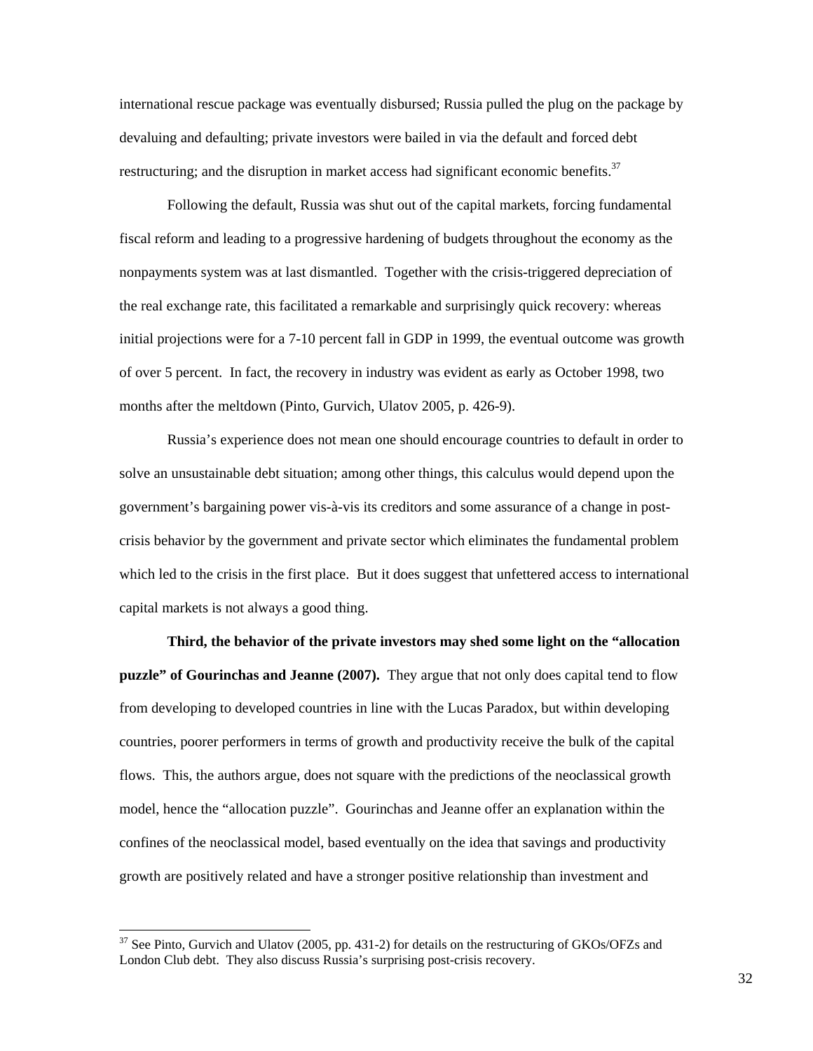international rescue package was eventually disbursed; Russia pulled the plug on the package by devaluing and defaulting; private investors were bailed in via the default and forced debt restructuring; and the disruption in market access had significant economic benefits.[37]

Following the default, Russia was shut out of the capital markets, forcing fundamental fiscal reform and leading to a progressive hardening of budgets throughout the economy as the nonpayments system was at last dismantled. Together with the crisis-triggered depreciation of the real exchange rate, this facilitated a remarkable and surprisingly quick recovery: whereas initial projections were for a 7-10 percent fall in GDP in 1999, the eventual outcome was growth of over 5 percent. In fact, the recovery in industry was evident as early as October 1998, two months after the meltdown (Pinto, Gurvich, Ulatov 2005, p. 426-9).

Russia's experience does not mean one should encourage countries to default in order to solve an unsustainable debt situation; among other things, this calculus would depend upon the government's bargaining power vis-à-vis its creditors and some assurance of a change in post-crisis behavior by the government and private sector which eliminates the fundamental problem which led to the crisis in the first place. But it does suggest that unfettered access to international capital markets is not always a good thing.

**Third, the behavior of the private investors may shed some light on the "allocation puzzle" of Gourinchas and Jeanne (2007).** They argue that not only does capital tend to flow from developing to developed countries in line with the Lucas Paradox, but within developing countries, poorer performers in terms of growth and productivity receive the bulk of the capital flows. This, the authors argue, does not square with the predictions of the neoclassical growth model, hence the "allocation puzzle". Gourinchas and Jeanne offer an explanation within the confines of the neoclassical model, based eventually on the idea that savings and productivity growth are positively related and have a stronger positive relationship than investment and

[37] See Pinto, Gurvich and Ulatov (2005, pp. 431-2) for details on the restructuring of GKOs/OFZs and London Club debt. They also discuss Russia's surprising post-crisis recovery.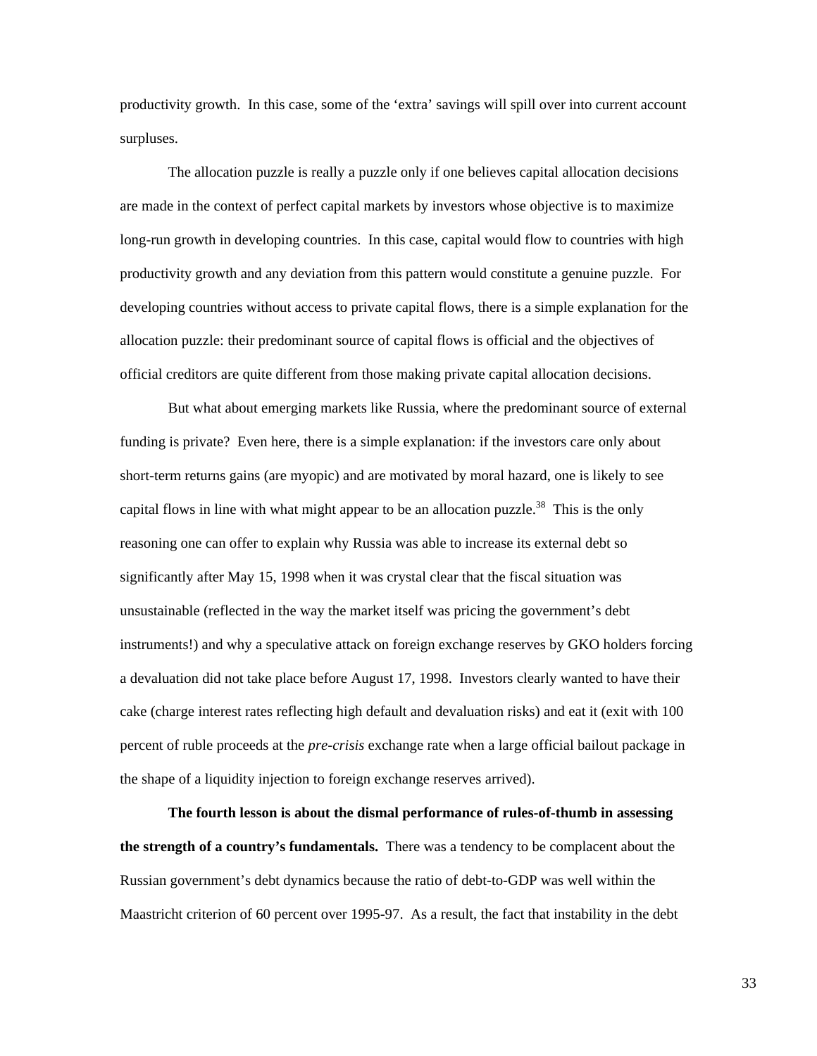productivity growth. In this case, some of the 'extra' savings will spill over into current account surpluses.

The allocation puzzle is really a puzzle only if one believes capital allocation decisions are made in the context of perfect capital markets by investors whose objective is to maximize long-run growth in developing countries. In this case, capital would flow to countries with high productivity growth and any deviation from this pattern would constitute a genuine puzzle. For developing countries without access to private capital flows, there is a simple explanation for the allocation puzzle: their predominant source of capital flows is official and the objectives of official creditors are quite different from those making private capital allocation decisions.

But what about emerging markets like Russia, where the predominant source of external funding is private? Even here, there is a simple explanation: if the investors care only about short-term returns gains (are myopic) and are motivated by moral hazard, one is likely to see capital flows in line with what might appear to be an allocation puzzle.[38] This is the only reasoning one can offer to explain why Russia was able to increase its external debt so significantly after May 15, 1998 when it was crystal clear that the fiscal situation was unsustainable (reflected in the way the market itself was pricing the government's debt instruments!) and why a speculative attack on foreign exchange reserves by GKO holders forcing a devaluation did not take place before August 17, 1998. Investors clearly wanted to have their cake (charge interest rates reflecting high default and devaluation risks) and eat it (exit with 100 percent of ruble proceeds at the *pre-crisis* exchange rate when a large official bailout package in the shape of a liquidity injection to foreign exchange reserves arrived).

**The fourth lesson is about the dismal performance of rules-of-thumb in assessing the strength of a country's fundamentals.** There was a tendency to be complacent about the Russian government's debt dynamics because the ratio of debt-to-GDP was well within the Maastricht criterion of 60 percent over 1995-97. As a result, the fact that instability in the debt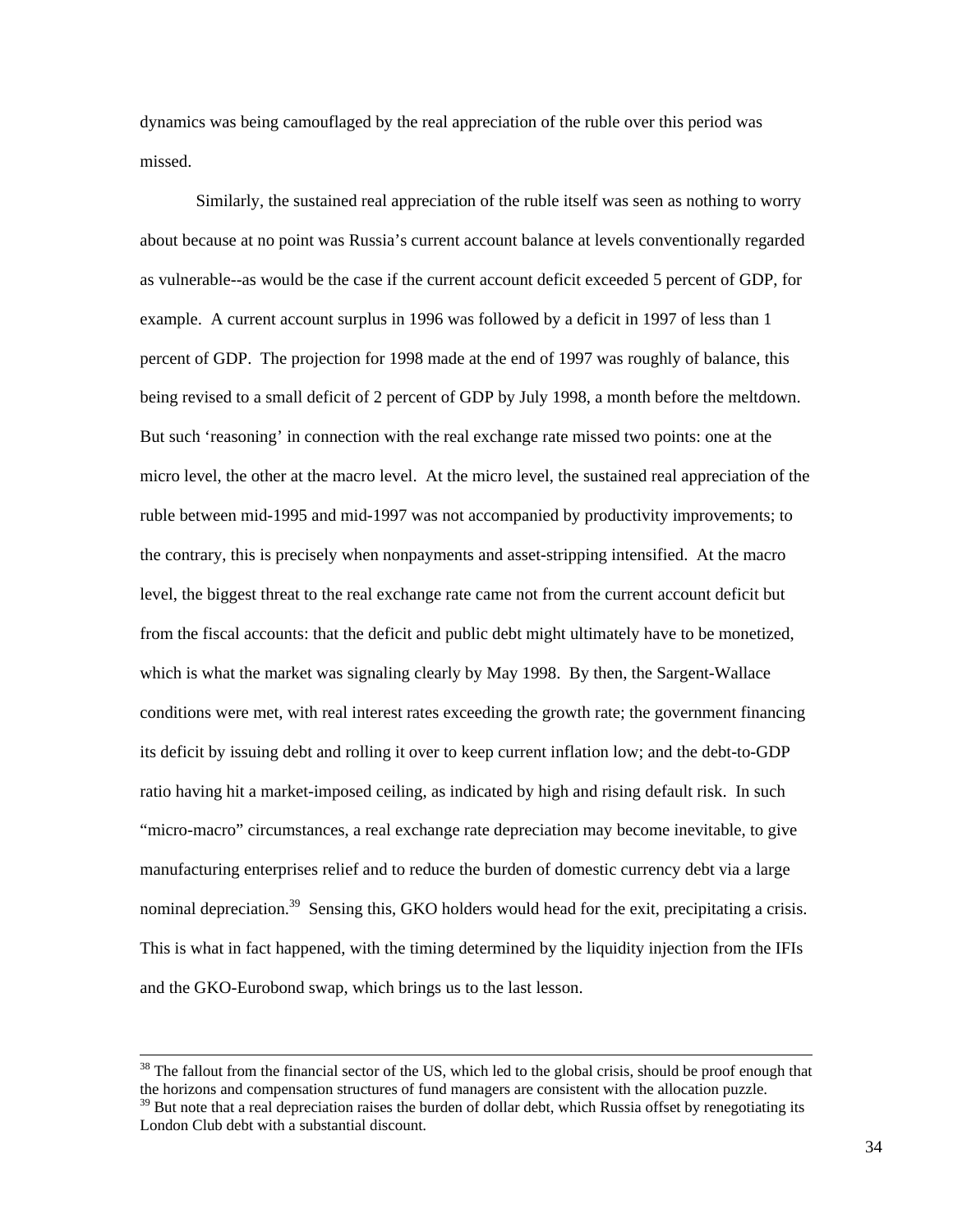dynamics was being camouflaged by the real appreciation of the ruble over this period was missed.

Similarly, the sustained real appreciation of the ruble itself was seen as nothing to worry about because at no point was Russia's current account balance at levels conventionally regarded as vulnerable--as would be the case if the current account deficit exceeded 5 percent of GDP, for example. A current account surplus in 1996 was followed by a deficit in 1997 of less than 1 percent of GDP. The projection for 1998 made at the end of 1997 was roughly of balance, this being revised to a small deficit of 2 percent of GDP by July 1998, a month before the meltdown. But such 'reasoning' in connection with the real exchange rate missed two points: one at the micro level, the other at the macro level. At the micro level, the sustained real appreciation of the ruble between mid-1995 and mid-1997 was not accompanied by productivity improvements; to the contrary, this is precisely when nonpayments and asset-stripping intensified. At the macro level, the biggest threat to the real exchange rate came not from the current account deficit but from the fiscal accounts: that the deficit and public debt might ultimately have to be monetized, which is what the market was signaling clearly by May 1998. By then, the Sargent-Wallace conditions were met, with real interest rates exceeding the growth rate; the government financing its deficit by issuing debt and rolling it over to keep current inflation low; and the debt-to-GDP ratio having hit a market-imposed ceiling, as indicated by high and rising default risk. In such "micro-macro" circumstances, a real exchange rate depreciation may become inevitable, to give manufacturing enterprises relief and to reduce the burden of domestic currency debt via a large nominal depreciation.[39] Sensing this, GKO holders would head for the exit, precipitating a crisis. This is what in fact happened, with the timing determined by the liquidity injection from the IFIs and the GKO-Eurobond swap, which brings us to the last lesson.

---

[38] The fallout from the financial sector of the US, which led to the global crisis, should be proof enough that the horizons and compensation structures of fund managers are consistent with the allocation puzzle.

[39] But note that a real depreciation raises the burden of dollar debt, which Russia offset by renegotiating its London Club debt with a substantial discount.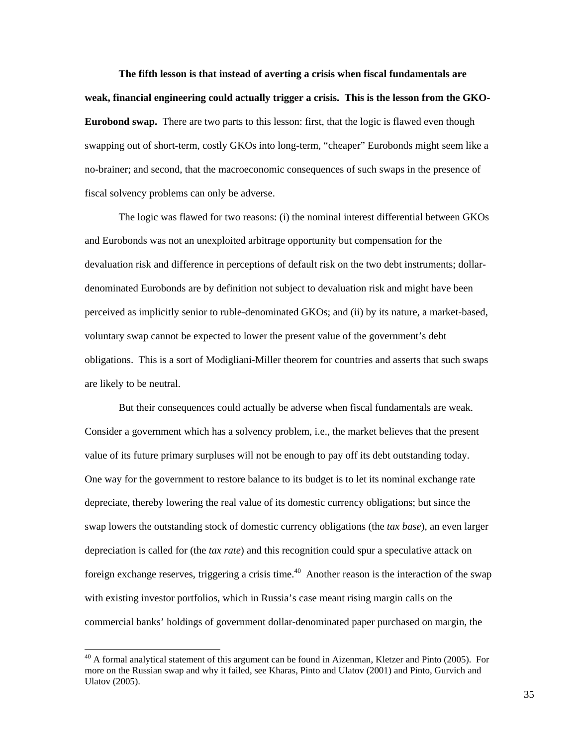**The fifth lesson is that instead of averting a crisis when fiscal fundamentals are weak, financial engineering could actually trigger a crisis. This is the lesson from the GKO-Eurobond swap.** There are two parts to this lesson: first, that the logic is flawed even though swapping out of short-term, costly GKOs into long-term, "cheaper" Eurobonds might seem like a no-brainer; and second, that the macroeconomic consequences of such swaps in the presence of fiscal solvency problems can only be adverse.

The logic was flawed for two reasons: (i) the nominal interest differential between GKOs and Eurobonds was not an unexploited arbitrage opportunity but compensation for the devaluation risk and difference in perceptions of default risk on the two debt instruments; dollar-denominated Eurobonds are by definition not subject to devaluation risk and might have been perceived as implicitly senior to ruble-denominated GKOs; and (ii) by its nature, a market-based, voluntary swap cannot be expected to lower the present value of the government's debt obligations. This is a sort of Modigliani-Miller theorem for countries and asserts that such swaps are likely to be neutral.

But their consequences could actually be adverse when fiscal fundamentals are weak. Consider a government which has a solvency problem, i.e., the market believes that the present value of its future primary surpluses will not be enough to pay off its debt outstanding today. One way for the government to restore balance to its budget is to let its nominal exchange rate depreciate, thereby lowering the real value of its domestic currency obligations; but since the swap lowers the outstanding stock of domestic currency obligations (the *tax base*), an even larger depreciation is called for (the *tax rate*) and this recognition could spur a speculative attack on foreign exchange reserves, triggering a crisis time.[40] Another reason is the interaction of the swap with existing investor portfolios, which in Russia's case meant rising margin calls on the commercial banks' holdings of government dollar-denominated paper purchased on margin, the

---

[40] A formal analytical statement of this argument can be found in Aizenman, Kletzer and Pinto (2005). For more on the Russian swap and why it failed, see Kharas, Pinto and Ulatov (2001) and Pinto, Gurvich and Ulatov (2005).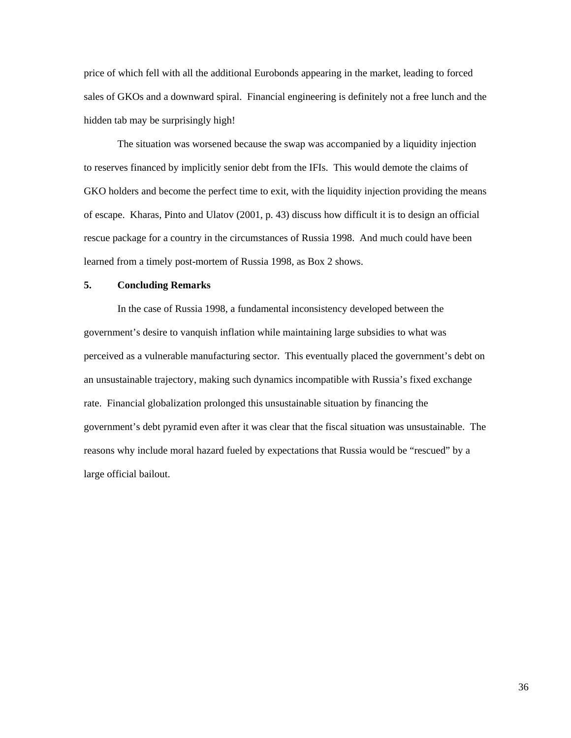price of which fell with all the additional Eurobonds appearing in the market, leading to forced sales of GKOs and a downward spiral. Financial engineering is definitely not a free lunch and the hidden tab may be surprisingly high!

The situation was worsened because the swap was accompanied by a liquidity injection to reserves financed by implicitly senior debt from the IFIs. This would demote the claims of GKO holders and become the perfect time to exit, with the liquidity injection providing the means of escape. Kharas, Pinto and Ulatov (2001, p. 43) discuss how difficult it is to design an official rescue package for a country in the circumstances of Russia 1998. And much could have been learned from a timely post-mortem of Russia 1998, as Box 2 shows.

## 5. Concluding Remarks

In the case of Russia 1998, a fundamental inconsistency developed between the government's desire to vanquish inflation while maintaining large subsidies to what was perceived as a vulnerable manufacturing sector. This eventually placed the government's debt on an unsustainable trajectory, making such dynamics incompatible with Russia's fixed exchange rate. Financial globalization prolonged this unsustainable situation by financing the government's debt pyramid even after it was clear that the fiscal situation was unsustainable. The reasons why include moral hazard fueled by expectations that Russia would be "rescued" by a large official bailout.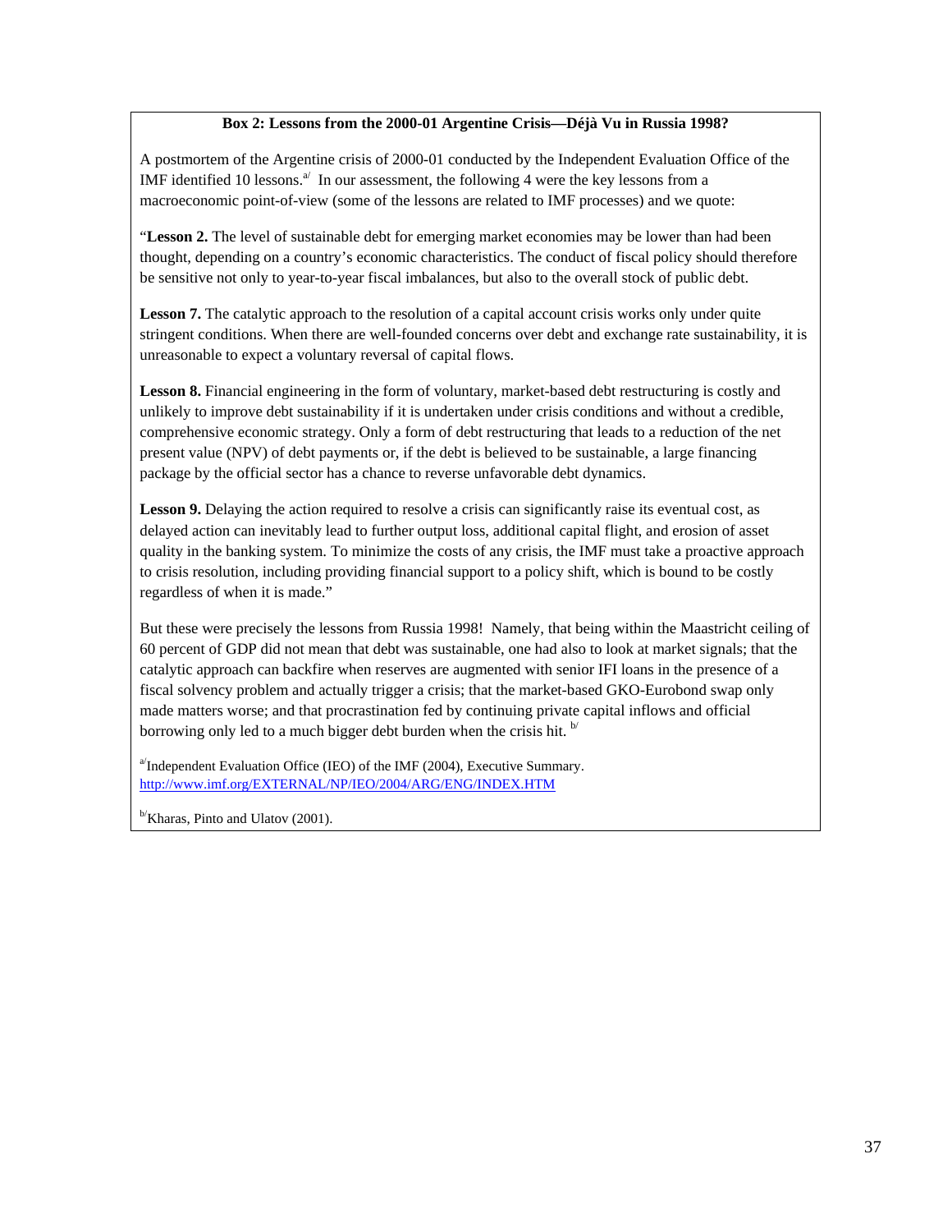### Box 2: Lessons from the 2000-01 Argentine Crisis—Déjà Vu in Russia 1998?

A postmortem of the Argentine crisis of 2000-01 conducted by the Independent Evaluation Office of the IMF identified 10 lessons.[a/] In our assessment, the following 4 were the key lessons from a macroeconomic point-of-view (some of the lessons are related to IMF processes) and we quote:

"**Lesson 2.** The level of sustainable debt for emerging market economies may be lower than had been thought, depending on a country's economic characteristics. The conduct of fiscal policy should therefore be sensitive not only to year-to-year fiscal imbalances, but also to the overall stock of public debt.

**Lesson 7.** The catalytic approach to the resolution of a capital account crisis works only under quite stringent conditions. When there are well-founded concerns over debt and exchange rate sustainability, it is unreasonable to expect a voluntary reversal of capital flows.

**Lesson 8.** Financial engineering in the form of voluntary, market-based debt restructuring is costly and unlikely to improve debt sustainability if it is undertaken under crisis conditions and without a credible, comprehensive economic strategy. Only a form of debt restructuring that leads to a reduction of the net present value (NPV) of debt payments or, if the debt is believed to be sustainable, a large financing package by the official sector has a chance to reverse unfavorable debt dynamics.

**Lesson 9.** Delaying the action required to resolve a crisis can significantly raise its eventual cost, as delayed action can inevitably lead to further output loss, additional capital flight, and erosion of asset quality in the banking system. To minimize the costs of any crisis, the IMF must take a proactive approach to crisis resolution, including providing financial support to a policy shift, which is bound to be costly regardless of when it is made."

But these were precisely the lessons from Russia 1998! Namely, that being within the Maastricht ceiling of 60 percent of GDP did not mean that debt was sustainable, one had also to look at market signals; that the catalytic approach can backfire when reserves are augmented with senior IFI loans in the presence of a fiscal solvency problem and actually trigger a crisis; that the market-based GKO-Eurobond swap only made matters worse; and that procrastination fed by continuing private capital inflows and official borrowing only led to a much bigger debt burden when the crisis hit. [b/]

[a/]Independent Evaluation Office (IEO) of the IMF (2004), Executive Summary. http://www.imf.org/EXTERNAL/NP/IEO/2004/ARG/ENG/INDEX.HTM

[b/]Kharas, Pinto and Ulatov (2001).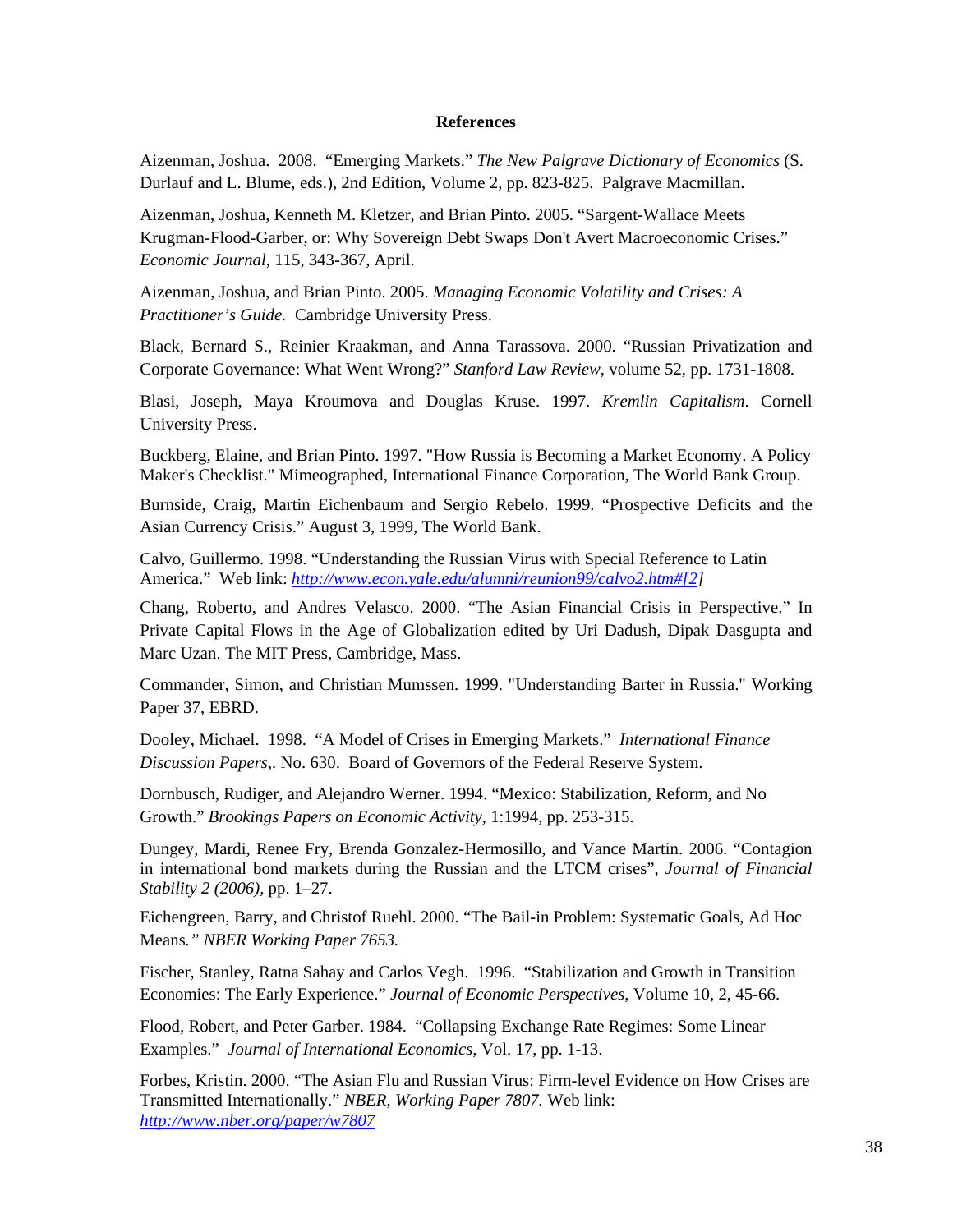**References**

Aizenman, Joshua. 2008. "Emerging Markets." *The New Palgrave Dictionary of Economics* (S. Durlauf and L. Blume, eds.), 2nd Edition, Volume 2, pp. 823-825. Palgrave Macmillan.

Aizenman, Joshua, Kenneth M. Kletzer, and Brian Pinto. 2005. "Sargent-Wallace Meets Krugman-Flood-Garber, or: Why Sovereign Debt Swaps Don't Avert Macroeconomic Crises." *Economic Journal*, 115, 343-367, April.

Aizenman, Joshua, and Brian Pinto. 2005. *Managing Economic Volatility and Crises: A Practitioner's Guide.* Cambridge University Press.

Black, Bernard S., Reinier Kraakman, and Anna Tarassova. 2000. "Russian Privatization and Corporate Governance: What Went Wrong?" *Stanford Law Review*, volume 52, pp. 1731-1808.

Blasi, Joseph, Maya Kroumova and Douglas Kruse. 1997. *Kremlin Capitalism*. Cornell University Press.

Buckberg, Elaine, and Brian Pinto. 1997. "How Russia is Becoming a Market Economy. A Policy Maker's Checklist." Mimeographed, International Finance Corporation, The World Bank Group.

Burnside, Craig, Martin Eichenbaum and Sergio Rebelo. 1999. "Prospective Deficits and the Asian Currency Crisis." August 3, 1999, The World Bank.

Calvo, Guillermo. 1998. "Understanding the Russian Virus with Special Reference to Latin America." Web link: *http://www.econ.yale.edu/alumni/reunion99/calvo2.htm#[2]*

Chang, Roberto, and Andres Velasco. 2000. "The Asian Financial Crisis in Perspective." In Private Capital Flows in the Age of Globalization edited by Uri Dadush, Dipak Dasgupta and Marc Uzan. The MIT Press, Cambridge, Mass.

Commander, Simon, and Christian Mumssen. 1999. "Understanding Barter in Russia." Working Paper 37, EBRD.

Dooley, Michael. 1998. "A Model of Crises in Emerging Markets." *International Finance Discussion Papers,*. No. 630. Board of Governors of the Federal Reserve System.

Dornbusch, Rudiger, and Alejandro Werner. 1994. "Mexico: Stabilization, Reform, and No Growth." *Brookings Papers on Economic Activity*, 1:1994, pp. 253-315.

Dungey, Mardi, Renee Fry, Brenda Gonzalez-Hermosillo, and Vance Martin. 2006. "Contagion in international bond markets during the Russian and the LTCM crises", *Journal of Financial Stability 2 (2006)*, pp. 1–27.

Eichengreen, Barry, and Christof Ruehl. 2000. "The Bail-in Problem: Systematic Goals, Ad Hoc Means*." NBER Working Paper 7653.*

Fischer, Stanley, Ratna Sahay and Carlos Vegh. 1996. "Stabilization and Growth in Transition Economies: The Early Experience." *Journal of Economic Perspectives*, Volume 10, 2, 45-66.

Flood, Robert, and Peter Garber. 1984. "Collapsing Exchange Rate Regimes: Some Linear Examples." *Journal of International Economics*, Vol. 17, pp. 1-13.

Forbes, Kristin. 2000. "The Asian Flu and Russian Virus: Firm-level Evidence on How Crises are Transmitted Internationally." *NBER*, *Working Paper 7807*. Web link: *http://www.nber.org/paper/w7807*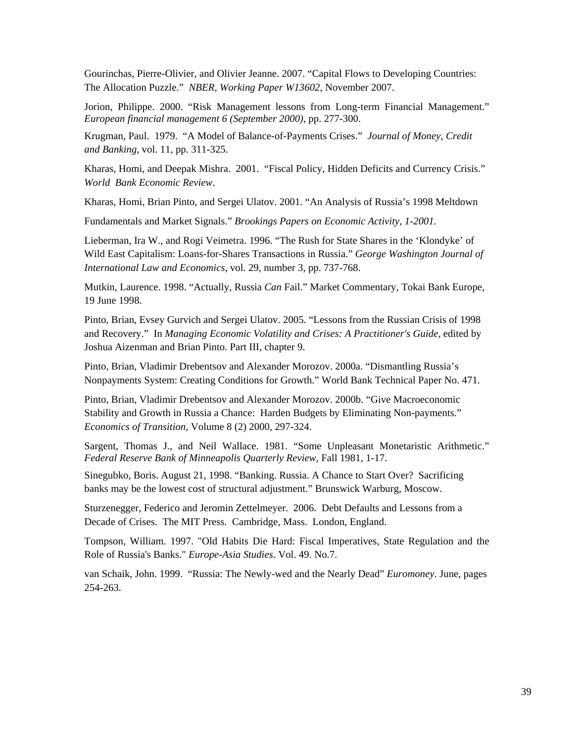Gourinchas, Pierre-Olivier, and Olivier Jeanne. 2007. "Capital Flows to Developing Countries: The Allocation Puzzle." *NBER, Working Paper W13602*, November 2007.

Jorion, Philippe. 2000. "Risk Management lessons from Long-term Financial Management." *European financial management 6 (September 2000)*, pp. 277-300.

Krugman, Paul. 1979. "A Model of Balance-of-Payments Crises." *Journal of Money, Credit and Banking*, vol. 11, pp. 311-325.

Kharas, Homi, and Deepak Mishra. 2001. "Fiscal Policy, Hidden Deficits and Currency Crisis." *World Bank Economic Review*.

Kharas, Homi, Brian Pinto, and Sergei Ulatov. 2001. "An Analysis of Russia's 1998 Meltdown

Fundamentals and Market Signals." *Brookings Papers on Economic Activity, 1-2001.*

Lieberman, Ira W., and Rogi Veimetra. 1996. "The Rush for State Shares in the 'Klondyke' of Wild East Capitalism: Loans-for-Shares Transactions in Russia." *George Washington Journal of International Law and Economics*, vol. 29, number 3, pp. 737-768.

Mutkin, Laurence. 1998. "Actually, Russia *Can* Fail." Market Commentary, Tokai Bank Europe, 19 June 1998.

Pinto, Brian, Evsey Gurvich and Sergei Ulatov. 2005. "Lessons from the Russian Crisis of 1998 and Recovery." In *Managing Economic Volatility and Crises: A Practitioner's Guide*, edited by Joshua Aizenman and Brian Pinto. Part III, chapter 9.

Pinto, Brian, Vladimir Drebentsov and Alexander Morozov. 2000a. "Dismantling Russia's Nonpayments System: Creating Conditions for Growth." World Bank Technical Paper No. 471.

Pinto, Brian, Vladimir Drebentsov and Alexander Morozov. 2000b. "Give Macroeconomic Stability and Growth in Russia a Chance: Harden Budgets by Eliminating Non-payments." *Economics of Transition*, Volume 8 (2) 2000, 297-324.

Sargent, Thomas J., and Neil Wallace. 1981. "Some Unpleasant Monetaristic Arithmetic." *Federal Reserve Bank of Minneapolis Quarterly Review*, Fall 1981, 1-17.

Sinegubko, Boris. August 21, 1998. "Banking. Russia. A Chance to Start Over? Sacrificing banks may be the lowest cost of structural adjustment." Brunswick Warburg, Moscow.

Sturzenegger, Federico and Jeromin Zettelmeyer. 2006. Debt Defaults and Lessons from a Decade of Crises. The MIT Press. Cambridge, Mass. London, England.

Tompson, William. 1997. "Old Habits Die Hard: Fiscal Imperatives, State Regulation and the Role of Russia's Banks." *Europe-Asia Studies*. Vol. 49. No.7.

van Schaik, John. 1999. "Russia: The Newly-wed and the Nearly Dead" *Euromoney*. June, pages 254-263.